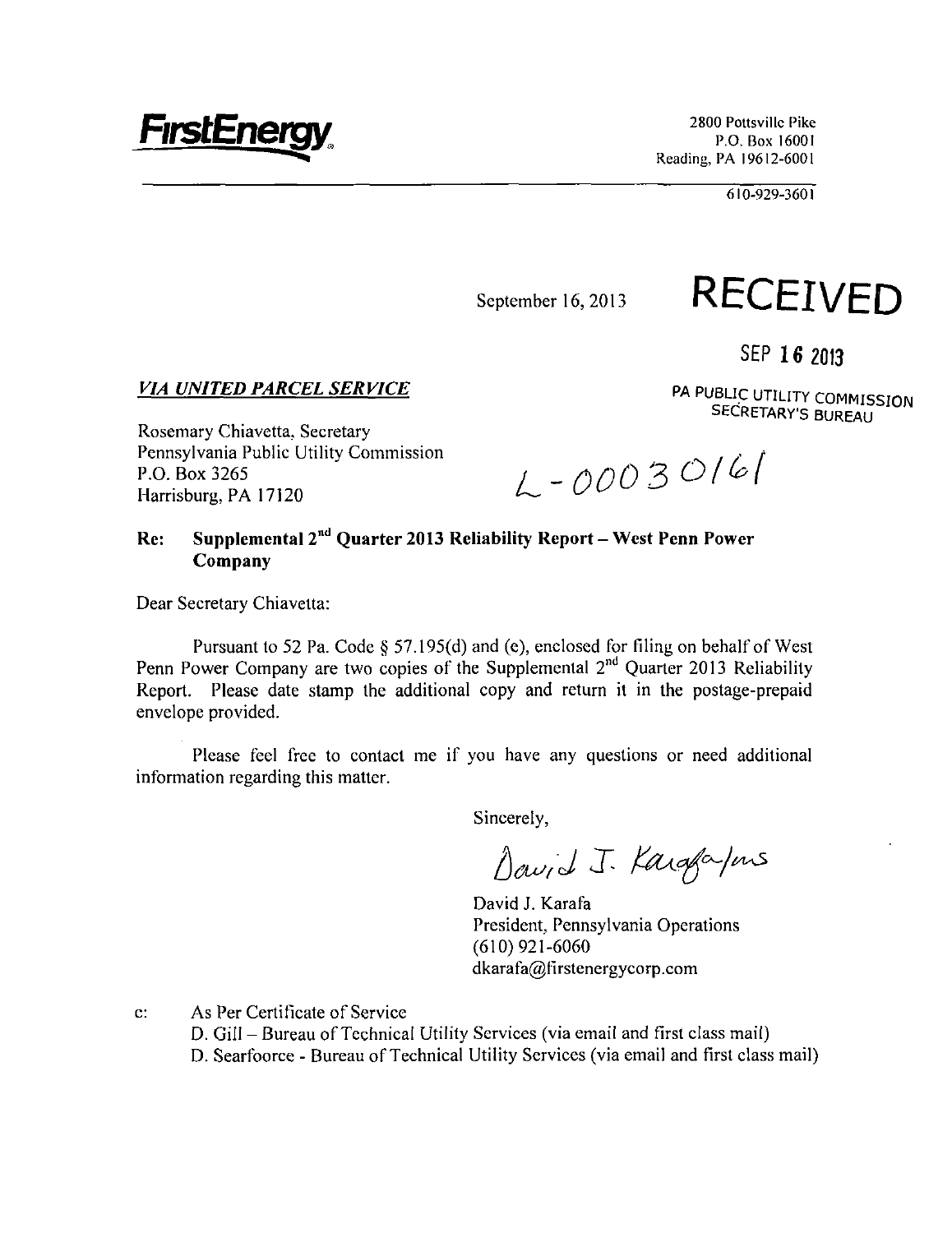**FirstEnergy**

2800 Pottsville Pike
P.O. Box 16001
Reading, PA 19612-6001

610-929-3601

September 16, 2013

RECEIVED

SEP 16 2013

PA PUBLIC UTILITY COMMISSION
SECRETARY'S BUREAU

***VIA UNITED PARCEL SERVICE***

Rosemary Chiavetta, Secretary
Pennsylvania Public Utility Commission
P.O. Box 3265
Harrisburg, PA 17120

L-00030161

**Re: Supplemental 2nd Quarter 2013 Reliability Report – West Penn Power Company**

Dear Secretary Chiavetta:

Pursuant to 52 Pa. Code § 57.195(d) and (e), enclosed for filing on behalf of West Penn Power Company are two copies of the Supplemental 2nd Quarter 2013 Reliability Report. Please date stamp the additional copy and return it in the postage-prepaid envelope provided.

Please feel free to contact me if you have any questions or need additional information regarding this matter.

Sincerely,

David J. Karafa

David J. Karafa
President, Pennsylvania Operations
(610) 921-6060
dkarafa@firstenergycorp.com

c: As Per Certificate of Service
D. Gill – Bureau of Technical Utility Services (via email and first class mail)
D. Searfoorce - Bureau of Technical Utility Services (via email and first class mail)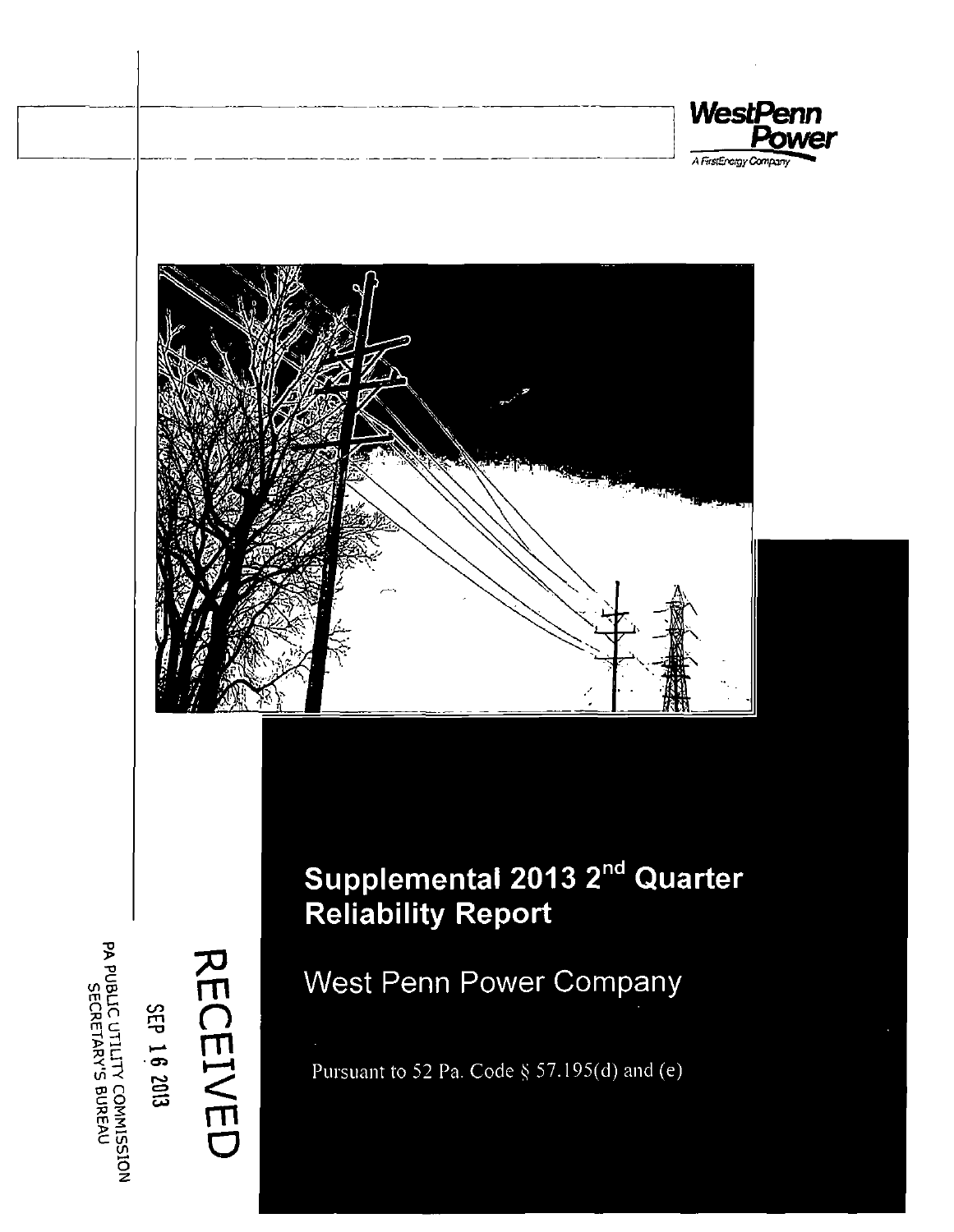WestPenn Power

A FirstEnergy Company

# Supplemental 2013 2nd Quarter Reliability Report

## West Penn Power Company

Pursuant to 52 Pa. Code § 57.195(d) and (e)

RECEIVED

SEP 16 2013

PA PUBLIC UTILITY COMMISSION
SECRETARY'S BUREAU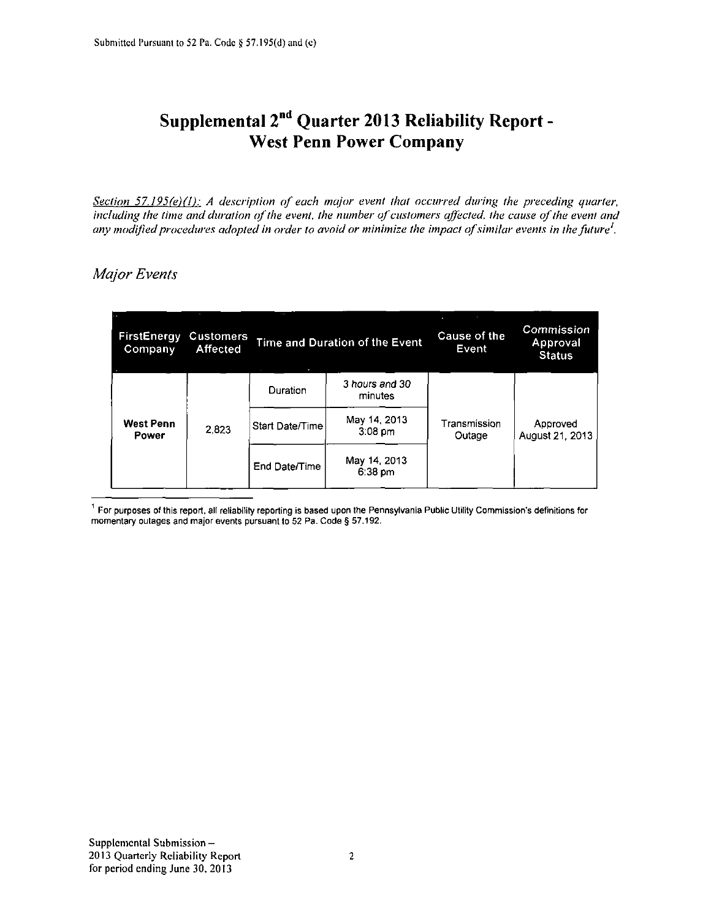Submitted Pursuant to 52 Pa. Code § 57.195(d) and (e)

# Supplemental 2nd Quarter 2013 Reliability Report - West Penn Power Company

*Section 57.195(e)(1): A description of each major event that occurred during the preceding quarter, including the time and duration of the event, the number of customers affected, the cause of the event and any modified procedures adopted in order to avoid or minimize the impact of similar events in the future*[1].

## *Major Events*

| FirstEnergy Company | Customers Affected | Time and Duration of the Event | | Cause of the Event | Commission Approval Status |
|---|---|---|---|---|---|
| **West Penn Power** | 2,823 | Duration | 3 hours and 30 minutes | Transmission Outage | Approved August 21, 2013 |
| | | Start Date/Time | May 14, 2013 3:08 pm | | |
| | | End Date/Time | May 14, 2013 6:38 pm | | |

[1] For purposes of this report, all reliability reporting is based upon the Pennsylvania Public Utility Commission's definitions for momentary outages and major events pursuant to 52 Pa. Code § 57.192.

Supplemental Submission –
2013 Quarterly Reliability Report
for period ending June 30, 2013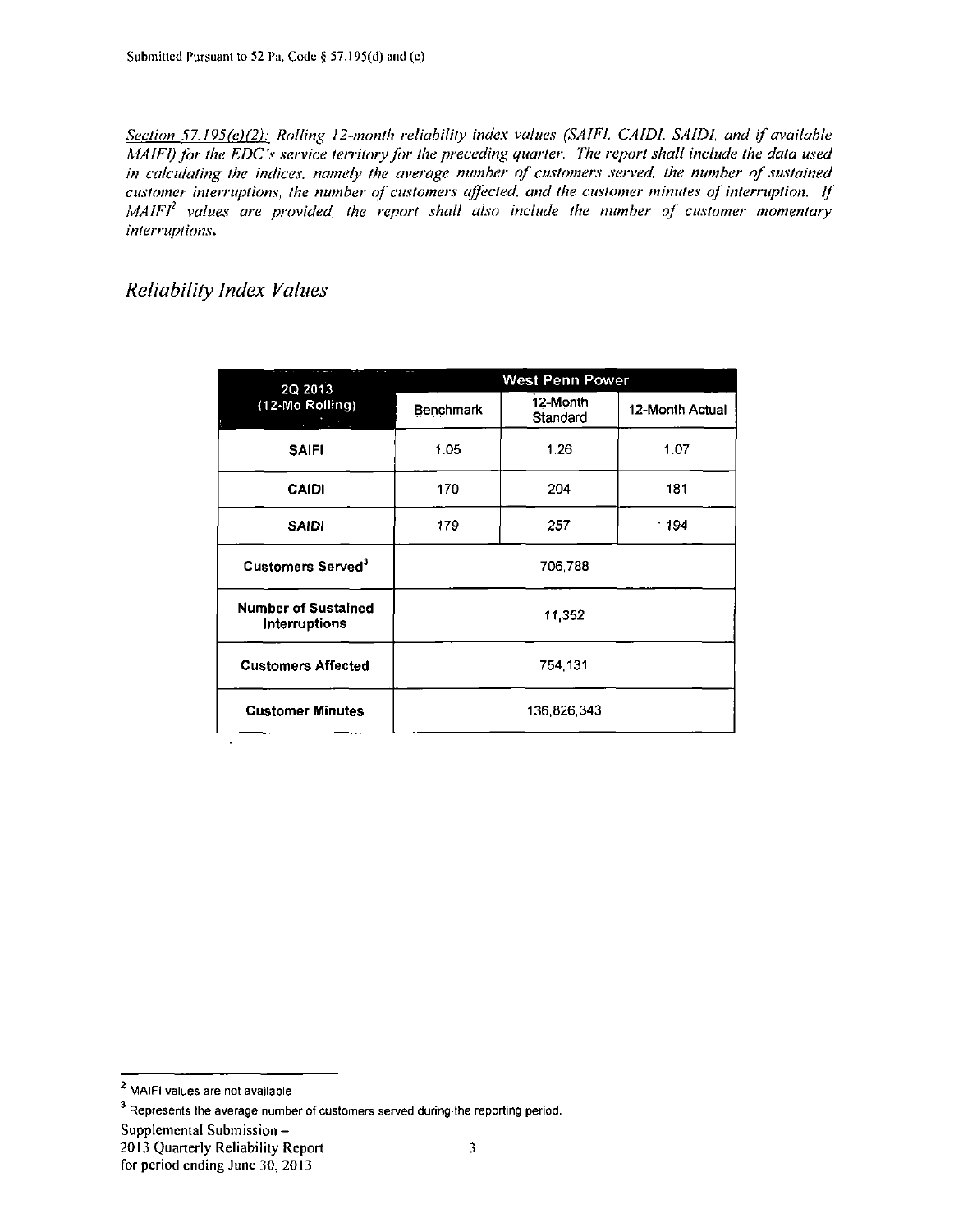*Section 57.195(e)(2): Rolling 12-month reliability index values (SAIFI, CAIDI, SAIDI, and if available MAIFI) for the EDC's service territory for the preceding quarter. The report shall include the data used in calculating the indices, namely the average number of customers served, the number of sustained customer interruptions, the number of customers affected, and the customer minutes of interruption. If MAIFI[2] values are provided, the report shall also include the number of customer momentary interruptions.*

## *Reliability Index Values*

| 2Q 2013 (12-Mo Rolling) | West Penn Power | | |
|---|---|---|---|
| | Benchmark | 12-Month Standard | 12-Month Actual |
| **SAIFI** | 1.05 | 1.26 | 1.07 |
| **CAIDI** | 170 | 204 | 181 |
| **SAIDI** | 179 | 257 | 194 |
| **Customers Served[3]** | 706,788 | | |
| **Number of Sustained Interruptions** | 11,352 | | |
| **Customers Affected** | 754,131 | | |
| **Customer Minutes** | 136,826,343 | | |

[2] MAIFI values are not available

[3] Represents the average number of customers served during the reporting period.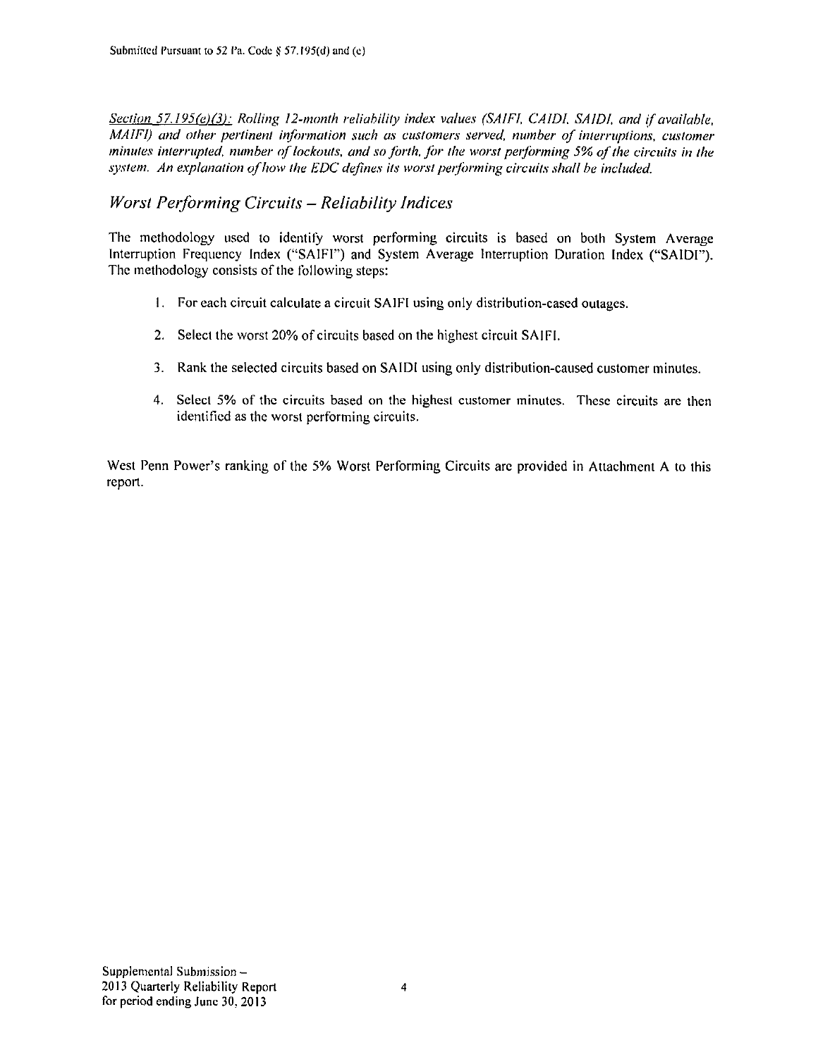*Section 57.195(e)(3): Rolling 12-month reliability index values (SAIFI, CAIDI, SAIDI, and if available, MAIFI) and other pertinent information such as customers served, number of interruptions, customer minutes interrupted, number of lockouts, and so forth, for the worst performing 5% of the circuits in the system. An explanation of how the EDC defines its worst performing circuits shall be included.*

## *Worst Performing Circuits – Reliability Indices*

The methodology used to identify worst performing circuits is based on both System Average Interruption Frequency Index ("SAIFI") and System Average Interruption Duration Index ("SAIDI"). The methodology consists of the following steps:

1. For each circuit calculate a circuit SAIFI using only distribution-cased outages.
2. Select the worst 20% of circuits based on the highest circuit SAIFI.
3. Rank the selected circuits based on SAIDI using only distribution-caused customer minutes.
4. Select 5% of the circuits based on the highest customer minutes. These circuits are then identified as the worst performing circuits.

West Penn Power's ranking of the 5% Worst Performing Circuits are provided in Attachment A to this report.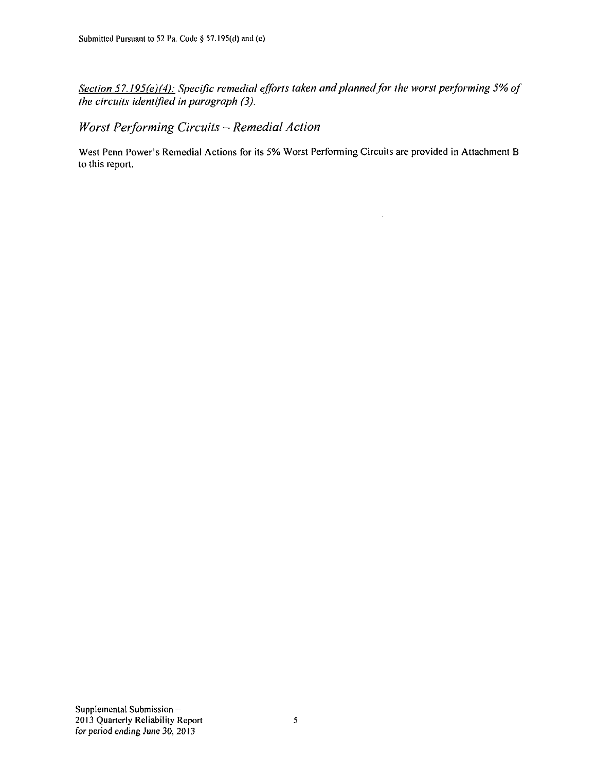*Section 57.195(e)(4): Specific remedial efforts taken and planned for the worst performing 5% of the circuits identified in paragraph (3).*

## *Worst Performing Circuits – Remedial Action*

West Penn Power's Remedial Actions for its 5% Worst Performing Circuits are provided in Attachment B to this report.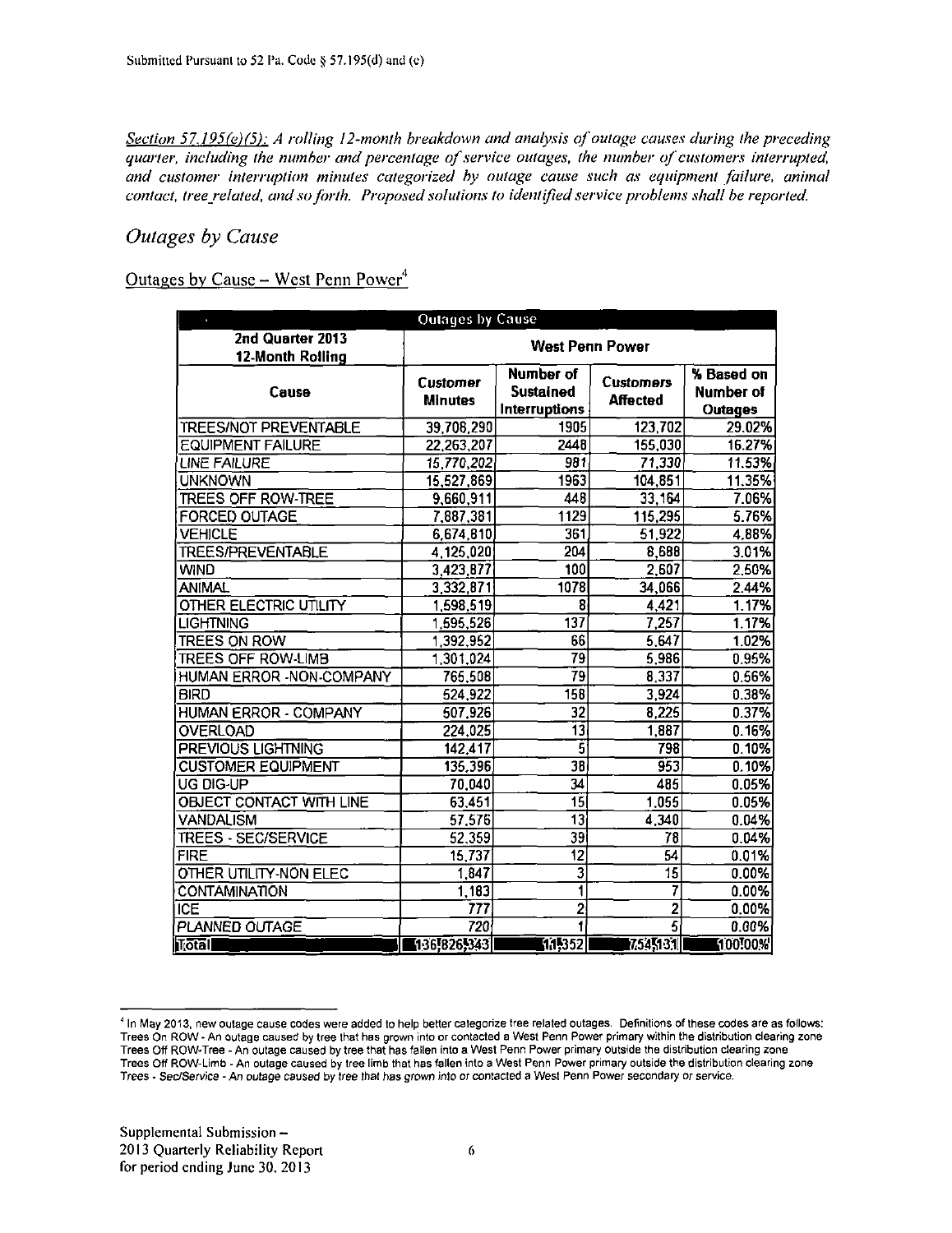Submitted Pursuant to 52 Pa. Code § 57.195(d) and (e)

*Section 57.195(e)(5): A rolling 12-month breakdown and analysis of outage causes during the preceding quarter, including the number and percentage of service outages, the number of customers interrupted, and customer interruption minutes categorized by outage cause such as equipment failure, animal contact, tree_related, and so forth. Proposed solutions to identified service problems shall be reported.*

## *Outages by Cause*

### Outages by Cause – West Penn Power[4]

| Outages by Cause | | | | |
|---|---|---|---|---|
| **2nd Quarter 2013 12-Month Rolling** | **West Penn Power** | | | |
| **Cause** | **Customer Minutes** | **Number of Sustained Interruptions** | **Customers Affected** | **% Based on Number of Outages** |
| TREES/NOT PREVENTABLE | 39,708,290 | 1905 | 123,702 | 29.02% |
| EQUIPMENT FAILURE | 22,263,207 | 2448 | 155,030 | 16.27% |
| LINE FAILURE | 15,770,202 | 981 | 71,330 | 11.53% |
| UNKNOWN | 15,527,869 | 1963 | 104,851 | 11.35% |
| TREES OFF ROW-TREE | 9,660,911 | 448 | 33,164 | 7.06% |
| FORCED OUTAGE | 7,887,381 | 1129 | 115,295 | 5.76% |
| VEHICLE | 6,674,810 | 361 | 51,922 | 4.88% |
| TREES/PREVENTABLE | 4,125,020 | 204 | 8,688 | 3.01% |
| WIND | 3,423,877 | 100 | 2,607 | 2.50% |
| ANIMAL | 3,332,871 | 1078 | 34,066 | 2.44% |
| OTHER ELECTRIC UTILITY | 1,598,519 | 8 | 4,421 | 1.17% |
| LIGHTNING | 1,595,526 | 137 | 7,257 | 1.17% |
| TREES ON ROW | 1,392,952 | 66 | 5,647 | 1.02% |
| TREES OFF ROW-LIMB | 1,301,024 | 79 | 5,986 | 0.95% |
| HUMAN ERROR -NON-COMPANY | 765,508 | 79 | 8,337 | 0.56% |
| BIRD | 524,922 | 158 | 3,924 | 0.38% |
| HUMAN ERROR - COMPANY | 507,926 | 32 | 8,225 | 0.37% |
| OVERLOAD | 224,025 | 13 | 1,887 | 0.16% |
| PREVIOUS LIGHTNING | 142,417 | 5 | 798 | 0.10% |
| CUSTOMER EQUIPMENT | 135,396 | 38 | 953 | 0.10% |
| UG DIG-UP | 70,040 | 34 | 485 | 0.05% |
| OBJECT CONTACT WITH LINE | 63,451 | 15 | 1,055 | 0.05% |
| VANDALISM | 57,576 | 13 | 4,340 | 0.04% |
| TREES - SEC/SERVICE | 52,359 | 39 | 78 | 0.04% |
| FIRE | 15,737 | 12 | 54 | 0.01% |
| OTHER UTILITY-NON ELEC | 1,847 | 3 | 15 | 0.00% |
| CONTAMINATION | 1,183 | 1 | 7 | 0.00% |
| ICE | 777 | 2 | 2 | 0.00% |
| PLANNED OUTAGE | 720 | 1 | 5 | 0.00% |
| **Total** | **136,826,343** | **11,352** | **754,131** | **100.00%** |

[4] In May 2013, new outage cause codes were added to help better categorize tree related outages. Definitions of these codes are as follows:
Trees On ROW - An outage caused by tree that has grown into or contacted a West Penn Power primary within the distribution clearing zone
Trees Off ROW-Tree - An outage caused by tree that has fallen into a West Penn Power primary outside the distribution clearing zone
Trees Off ROW-Limb - An outage caused by tree limb that has fallen into a West Penn Power primary outside the distribution clearing zone
Trees - Sec/Service - An outage caused by tree that has grown into or contacted a West Penn Power secondary or service.

Supplemental Submission –
2013 Quarterly Reliability Report
for period ending June 30, 2013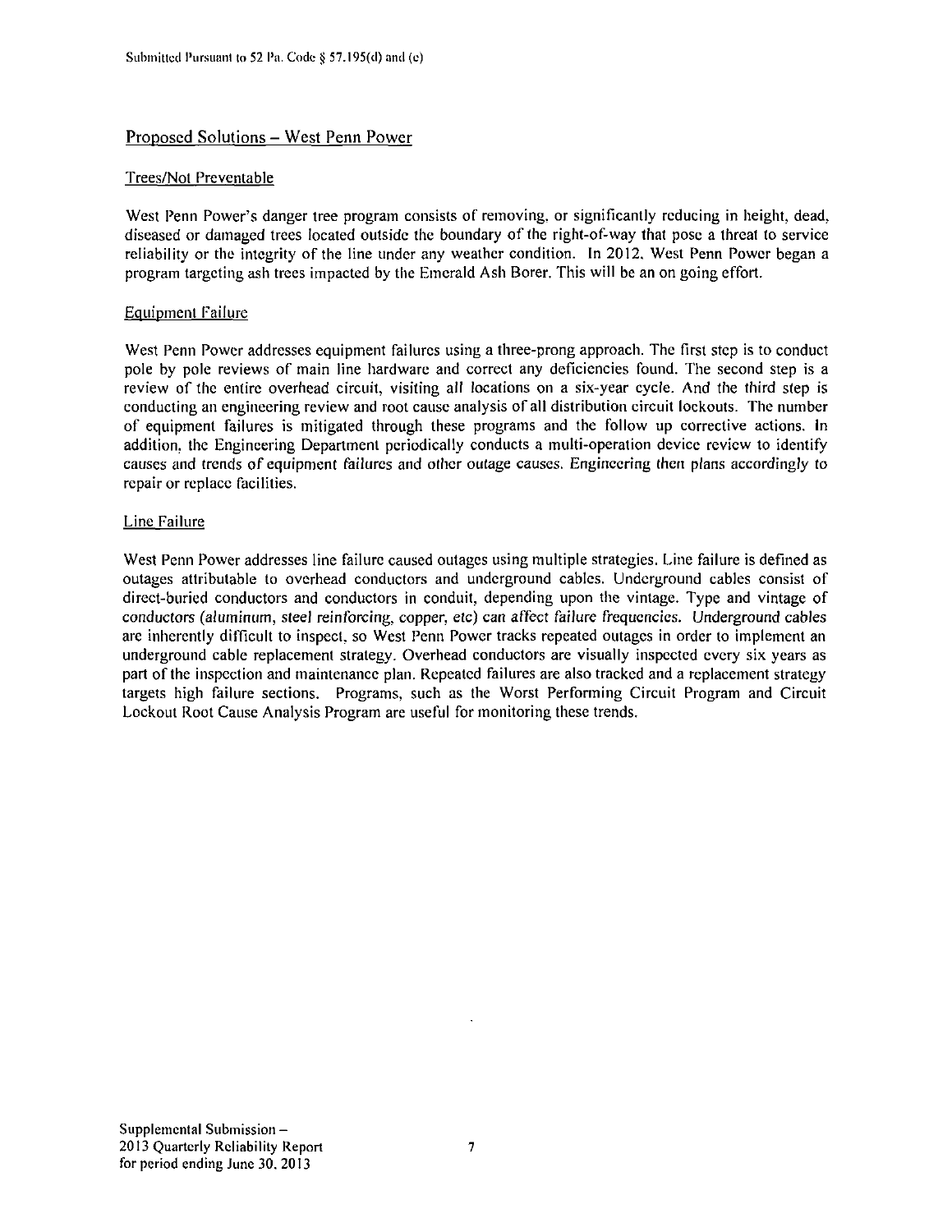## Proposed Solutions – West Penn Power

### Trees/Not Preventable

West Penn Power's danger tree program consists of removing, or significantly reducing in height, dead, diseased or damaged trees located outside the boundary of the right-of-way that pose a threat to service reliability or the integrity of the line under any weather condition. In 2012, West Penn Power began a program targeting ash trees impacted by the Emerald Ash Borer. This will be an on going effort.

### Equipment Failure

West Penn Power addresses equipment failures using a three-prong approach. The first step is to conduct pole by pole reviews of main line hardware and correct any deficiencies found. The second step is a review of the entire overhead circuit, visiting all locations on a six-year cycle. And the third step is conducting an engineering review and root cause analysis of all distribution circuit lockouts. The number of equipment failures is mitigated through these programs and the follow up corrective actions. In addition, the Engineering Department periodically conducts a multi-operation device review to identify causes and trends of equipment failures and other outage causes. Engineering then plans accordingly to repair or replace facilities.

### Line Failure

West Penn Power addresses line failure caused outages using multiple strategies. Line failure is defined as outages attributable to overhead conductors and underground cables. Underground cables consist of direct-buried conductors and conductors in conduit, depending upon the vintage. Type and vintage of conductors (aluminum, steel reinforcing, copper, etc) can affect failure frequencies. Underground cables are inherently difficult to inspect, so West Penn Power tracks repeated outages in order to implement an underground cable replacement strategy. Overhead conductors are visually inspected every six years as part of the inspection and maintenance plan. Repeated failures are also tracked and a replacement strategy targets high failure sections. Programs, such as the Worst Performing Circuit Program and Circuit Lockout Root Cause Analysis Program are useful for monitoring these trends.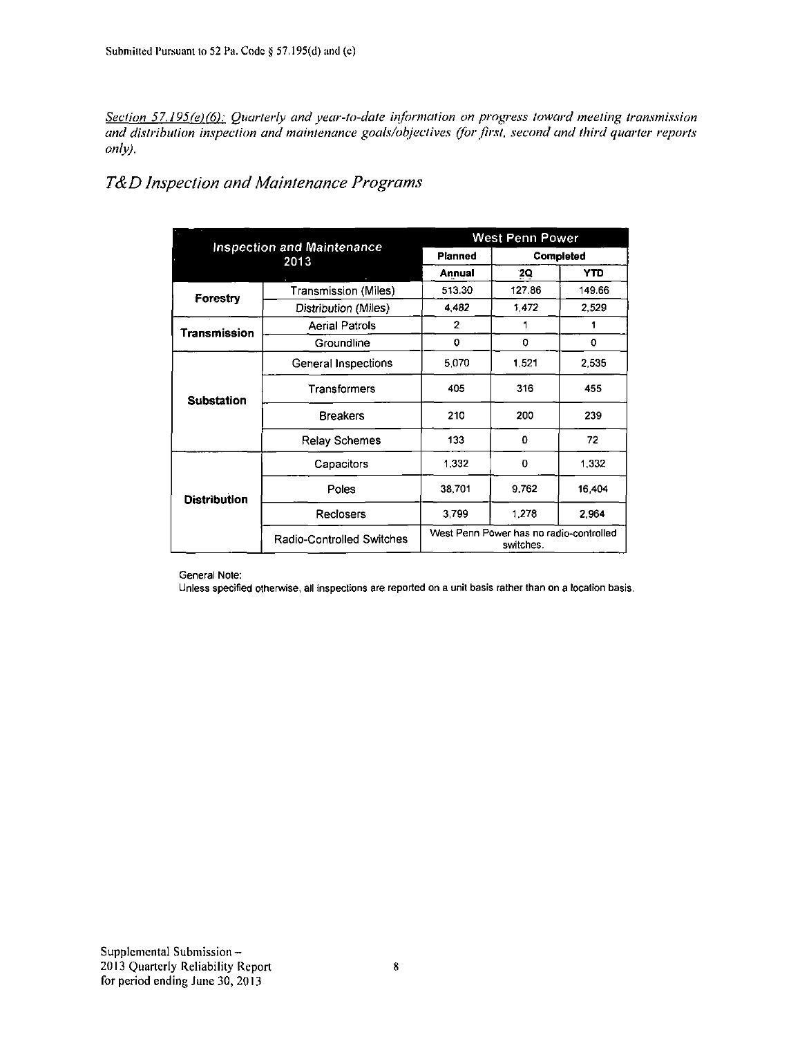Submitted Pursuant to 52 Pa. Code § 57.195(d) and (e)

*Section 57.195(e)(6): Quarterly and year-to-date information on progress toward meeting transmission and distribution inspection and maintenance goals/objectives (for first, second and third quarter reports only).*

## *T&D Inspection and Maintenance Programs*

| Inspection and Maintenance 2013 | | West Penn Power | | |
|---|---|---|---|---|
| | | Planned | Completed | |
| | | Annual | 2Q | YTD |
| Forestry | Transmission (Miles) | 513.30 | 127.86 | 149.66 |
| | Distribution (Miles) | 4,482 | 1,472 | 2,529 |
| Transmission | Aerial Patrols | 2 | 1 | 1 |
| | Groundline | 0 | 0 | 0 |
| Substation | General Inspections | 5,070 | 1,521 | 2,535 |
| | Transformers | 405 | 316 | 455 |
| | Breakers | 210 | 200 | 239 |
| | Relay Schemes | 133 | 0 | 72 |
| Distribution | Capacitors | 1,332 | 0 | 1,332 |
| | Poles | 38,701 | 9,762 | 16,404 |
| | Reclosers | 3,799 | 1,278 | 2,964 |
| | Radio-Controlled Switches | West Penn Power has no radio-controlled switches. | | |

General Note:
Unless specified otherwise, all inspections are reported on a unit basis rather than on a location basis.

Supplemental Submission –
2013 Quarterly Reliability Report
for period ending June 30, 2013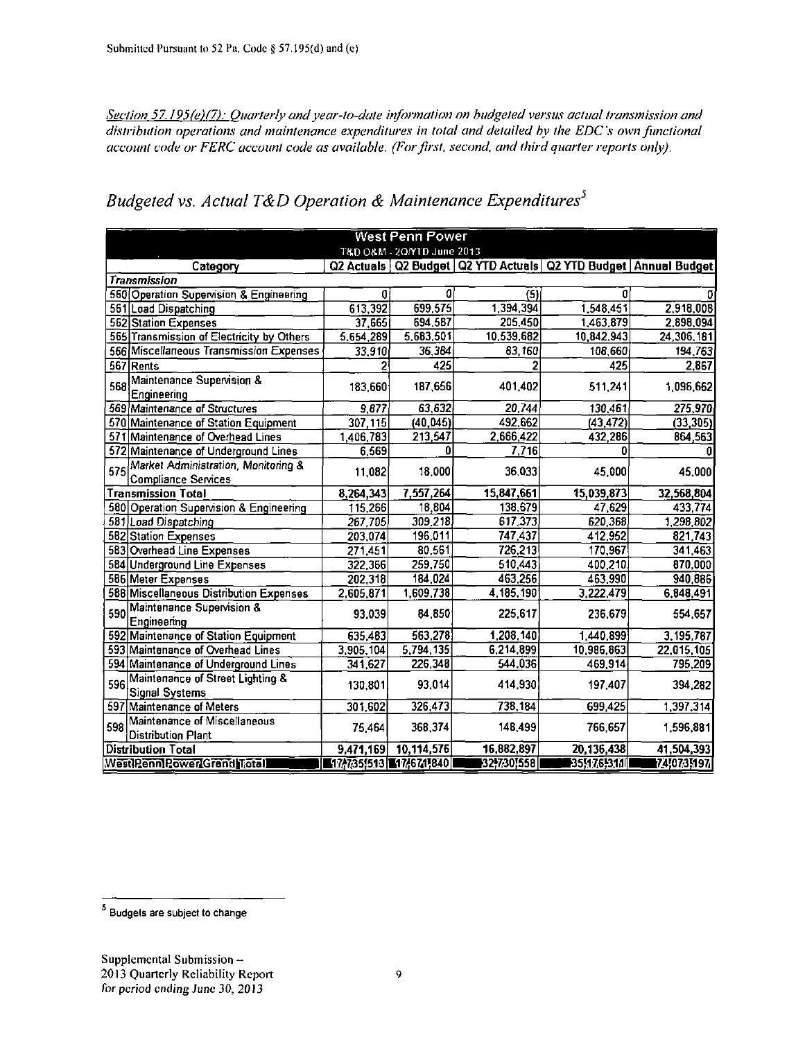Submitted Pursuant to 52 Pa. Code § 57.195(d) and (e)

*Section 57.195(e)(7): Quarterly and year-to-date information on budgeted versus actual transmission and distribution operations and maintenance expenditures in total and detailed by the EDC's own functional account code or FERC account code as available. (For first, second, and third quarter reports only).*

## *Budgeted vs. Actual T&D Operation & Maintenance Expenditures*[5]

| West Penn Power<br>T&D O&M - 2Q/YTD June 2013 | | | | | | |
|---|---|---|---|---|---|---|
| | Category | Q2 Actuals | Q2 Budget | Q2 YTD Actuals | Q2 YTD Budget | Annual Budget |
| ***Transmission*** | | | | | | |
| 560 | Operation Supervision & Engineering | 0 | 0 | (5) | 0 | 0 |
| 561 | Load Dispatching | 613,392 | 699,575 | 1,394,394 | 1,548,451 | 2,918,008 |
| 562 | Station Expenses | 37,665 | 694,587 | 205,450 | 1,463,879 | 2,898,094 |
| 565 | Transmission of Electricity by Others | 5,654,289 | 5,683,501 | 10,539,682 | 10,842,943 | 24,306,181 |
| 566 | Miscellaneous Transmission Expenses | 33,910 | 36,384 | 83,160 | 108,660 | 194,763 |
| 567 | Rents | 2 | 425 | 2 | 425 | 2,867 |
| 568 | Maintenance Supervision & Engineering | 183,660 | 187,656 | 401,402 | 511,241 | 1,096,662 |
| 569 | Maintenance of Structures | 9,877 | 63,632 | 20,744 | 130,461 | 275,970 |
| 570 | Maintenance of Station Equipment | 307,115 | (40,045) | 492,662 | (43,472) | (33,305) |
| 571 | Maintenance of Overhead Lines | 1,406,783 | 213,547 | 2,666,422 | 432,286 | 864,563 |
| 572 | Maintenance of Underground Lines | 6,569 | 0 | 7,716 | 0 | 0 |
| 575 | Market Administration, Monitoring & Compliance Services | 11,082 | 18,000 | 36,033 | 45,000 | 45,000 |
| **Transmission Total** | | 8,264,343 | 7,557,264 | 15,847,661 | 15,039,873 | 32,568,804 |
| 580 | Operation Supervision & Engineering | 115,266 | 18,804 | 138,679 | 47,629 | 433,774 |
| 581 | Load Dispatching | 267,705 | 309,218 | 617,373 | 620,368 | 1,298,802 |
| 582 | Station Expenses | 203,074 | 196,011 | 747,437 | 412,952 | 821,743 |
| 583 | Overhead Line Expenses | 271,451 | 80,561 | 726,213 | 170,967 | 341,463 |
| 584 | Underground Line Expenses | 322,366 | 259,750 | 510,443 | 400,210 | 870,000 |
| 586 | Meter Expenses | 202,318 | 184,024 | 463,256 | 463,990 | 940,886 |
| 588 | Miscellaneous Distribution Expenses | 2,605,871 | 1,609,738 | 4,185,190 | 3,222,479 | 6,848,491 |
| 590 | Maintenance Supervision & Engineering | 93,039 | 84,850 | 225,617 | 236,679 | 554,657 |
| 592 | Maintenance of Station Equipment | 635,483 | 563,278 | 1,208,140 | 1,440,899 | 3,195,787 |
| 593 | Maintenance of Overhead Lines | 3,905,104 | 5,794,135 | 6,214,899 | 10,986,863 | 22,015,105 |
| 594 | Maintenance of Underground Lines | 341,627 | 226,348 | 544,036 | 469,914 | 795,209 |
| 596 | Maintenance of Street Lighting & Signal Systems | 130,801 | 93,014 | 414,930 | 197,407 | 394,282 |
| 597 | Maintenance of Meters | 301,602 | 326,473 | 738,184 | 699,425 | 1,397,314 |
| 598 | Maintenance of Miscellaneous Distribution Plant | 75,464 | 368,374 | 148,499 | 766,657 | 1,596,881 |
| **Distribution Total** | | 9,471,169 | 10,114,576 | 16,882,897 | 20,136,438 | 41,504,393 |
| **West Penn Power Grand Total** | | 17,735,513 | 17,671,840 | 32,730,558 | 35,176,311 | 74,073,197 |

[5] Budgets are subject to change

Supplemental Submission –
2013 Quarterly Reliability Report
for period ending June 30, 2013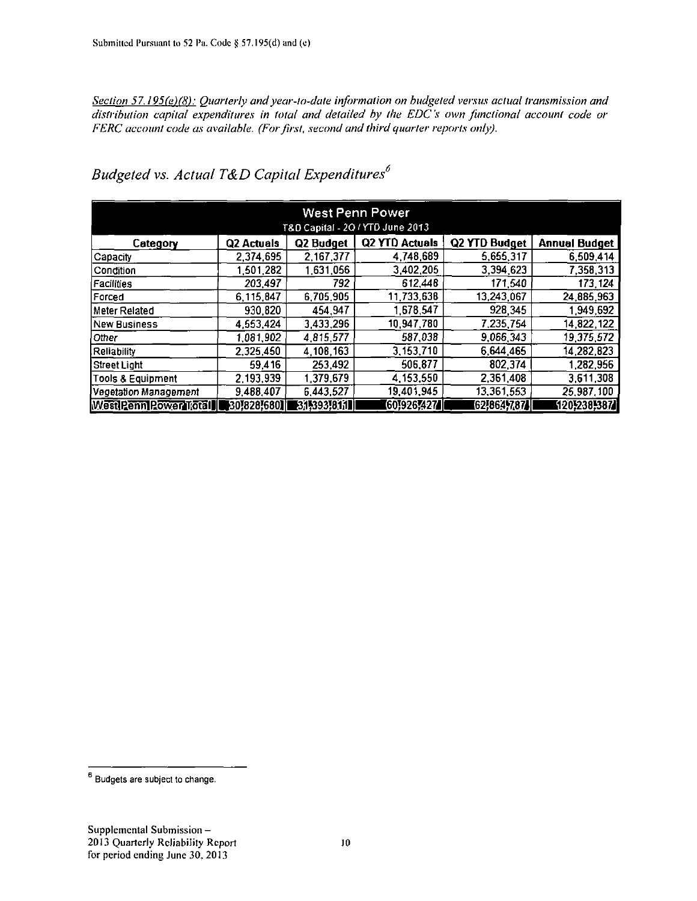Submitted Pursuant to 52 Pa. Code § 57.195(d) and (e)

*Section 57.195(e)(8): Quarterly and year-to-date information on budgeted versus actual transmission and distribution capital expenditures in total and detailed by the EDC's own functional account code or FERC account code as available. (For first, second and third quarter reports only).*

## *Budgeted vs. Actual T&D Capital Expenditures*[6]

| West Penn Power T&D Capital - 2Q / YTD June 2013 | | | | | |
|---|---|---|---|---|---|
| **Category** | **Q2 Actuals** | **Q2 Budget** | **Q2 YTD Actuals** | **Q2 YTD Budget** | **Annual Budget** |
| Capacity | 2,374,695 | 2,167,377 | 4,748,689 | 5,655,317 | 6,509,414 |
| Condition | 1,501,282 | 1,631,056 | 3,402,205 | 3,394,623 | 7,358,313 |
| Facilities | 203,497 | 792 | 612,448 | 171,540 | 173,124 |
| Forced | 6,115,847 | 6,705,905 | 11,733,638 | 13,243,067 | 24,885,963 |
| Meter Related | 930,820 | 454,947 | 1,678,547 | 928,345 | 1,949,692 |
| New Business | 4,553,424 | 3,433,296 | 10,947,780 | 7,235,754 | 14,822,122 |
| Other | 1,081,902 | 4,815,577 | 587,038 | 9,066,343 | 19,375,572 |
| Reliability | 2,325,450 | 4,108,163 | 3,153,710 | 6,644,465 | 14,282,823 |
| Street Light | 59,416 | 253,492 | 506,877 | 802,374 | 1,282,956 |
| Tools & Equipment | 2,193,939 | 1,379,679 | 4,153,550 | 2,351,408 | 3,611,308 |
| Vegetation Management | 9,488,407 | 6,443,527 | 19,401,945 | 13,361,553 | 25,987,100 |
| **West Penn Power Total** | **30,828,680** | **31,393,811** | **60,926,427** | **62,864,787** | **120,238,387** |

[6] Budgets are subject to change.

Supplemental Submission –
2013 Quarterly Reliability Report
for period ending June 30, 2013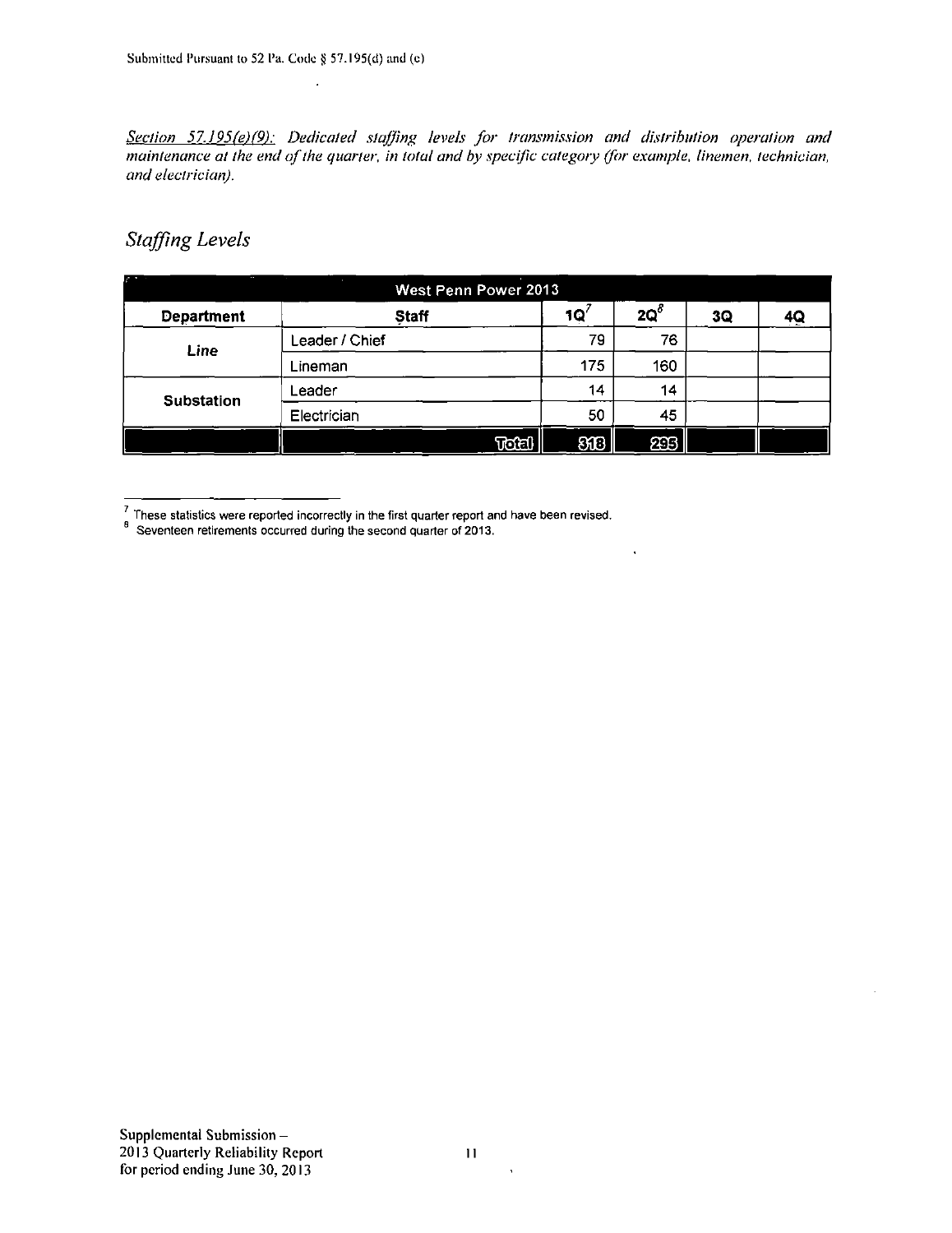*Section 57.195(e)(9): Dedicated staffing levels for transmission and distribution operation and maintenance at the end of the quarter, in total and by specific category (for example, linemen, technician, and electrician).*

## *Staffing Levels*

| West Penn Power 2013 | | | | | |
|---|---|---|---|---|---|
| **Department** | **Staff** | **1Q**[7] | **2Q**[8] | **3Q** | **4Q** |
| **Line** | Leader / Chief | 79 | 76 | | |
| | Lineman | 175 | 160 | | |
| **Substation** | Leader | 14 | 14 | | |
| | Electrician | 50 | 45 | | |
| | **Total** | **318** | **295** | | |

[7] These statistics were reported incorrectly in the first quarter report and have been revised.

[8] Seventeen retirements occurred during the second quarter of 2013.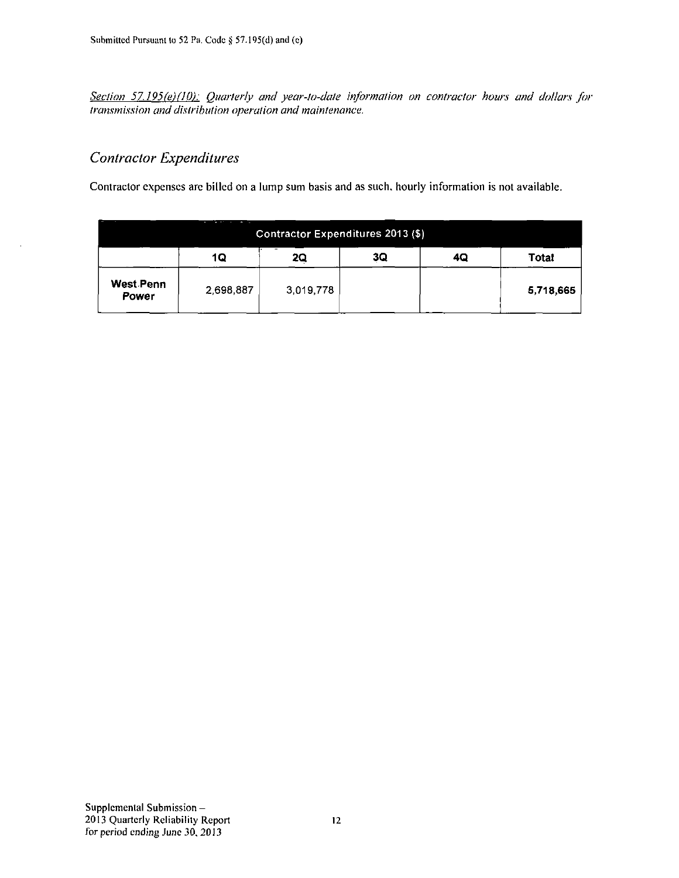*Section 57.195(e)(10): Quarterly and year-to-date information on contractor hours and dollars for transmission and distribution operation and maintenance.*

## *Contractor Expenditures*

Contractor expenses are billed on a lump sum basis and as such, hourly information is not available.

| Contractor Expenditures 2013 ($) | | | | | |
|---|---|---|---|---|---|
| | 1Q | 2Q | 3Q | 4Q | Total |
| **West Penn Power** | 2,698,887 | 3,019,778 | | | **5,718,665** |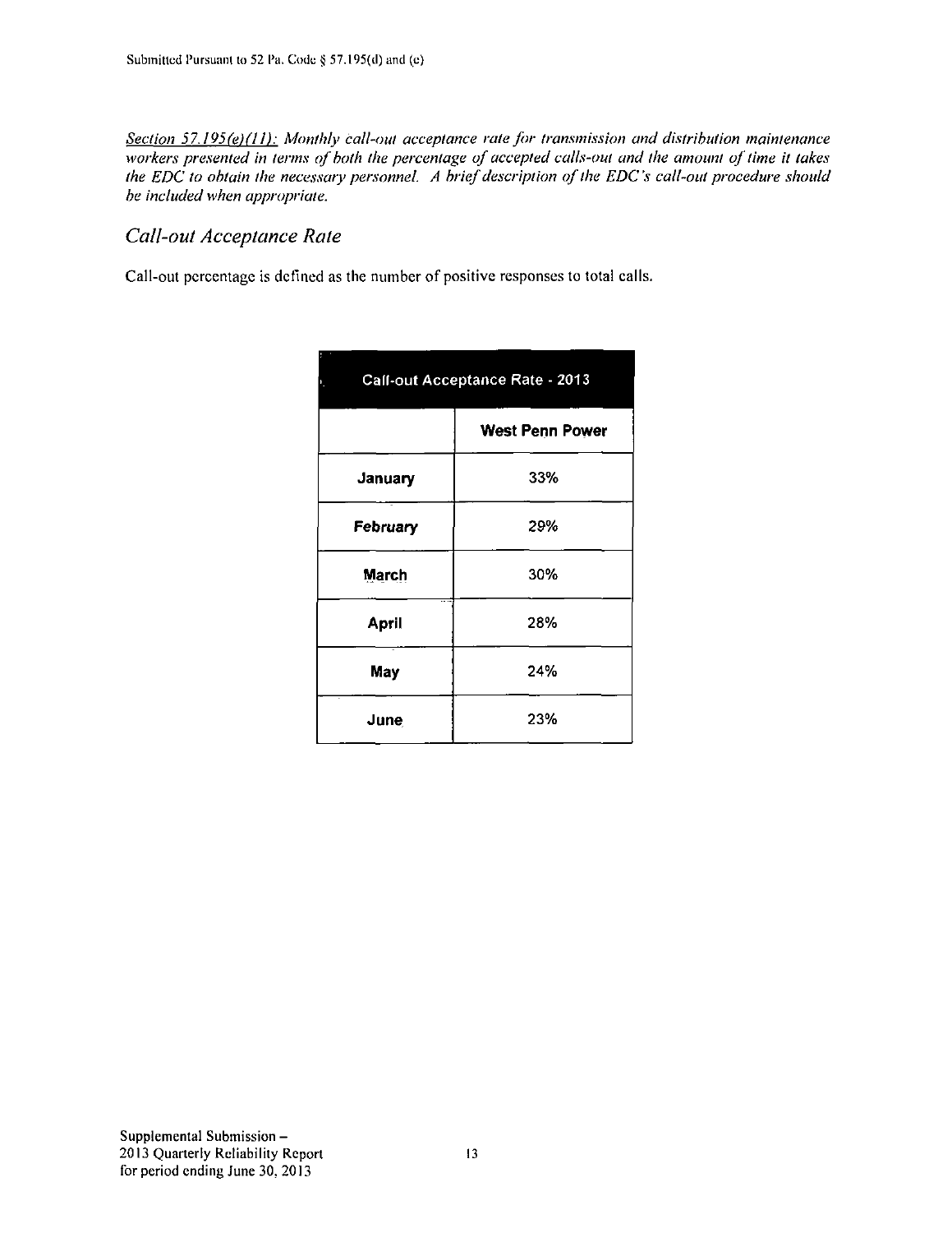*Section 57.195(e)(11): Monthly call-out acceptance rate for transmission and distribution maintenance workers presented in terms of both the percentage of accepted calls-out and the amount of time it takes the EDC to obtain the necessary personnel. A brief description of the EDC's call-out procedure should be included when appropriate.*

## *Call-out Acceptance Rate*

Call-out percentage is defined as the number of positive responses to total calls.

| Call-out Acceptance Rate - 2013 | |
|---|---|
| | **West Penn Power** |
| **January** | 33% |
| **February** | 29% |
| **March** | 30% |
| **April** | 28% |
| **May** | 24% |
| **June** | 23% |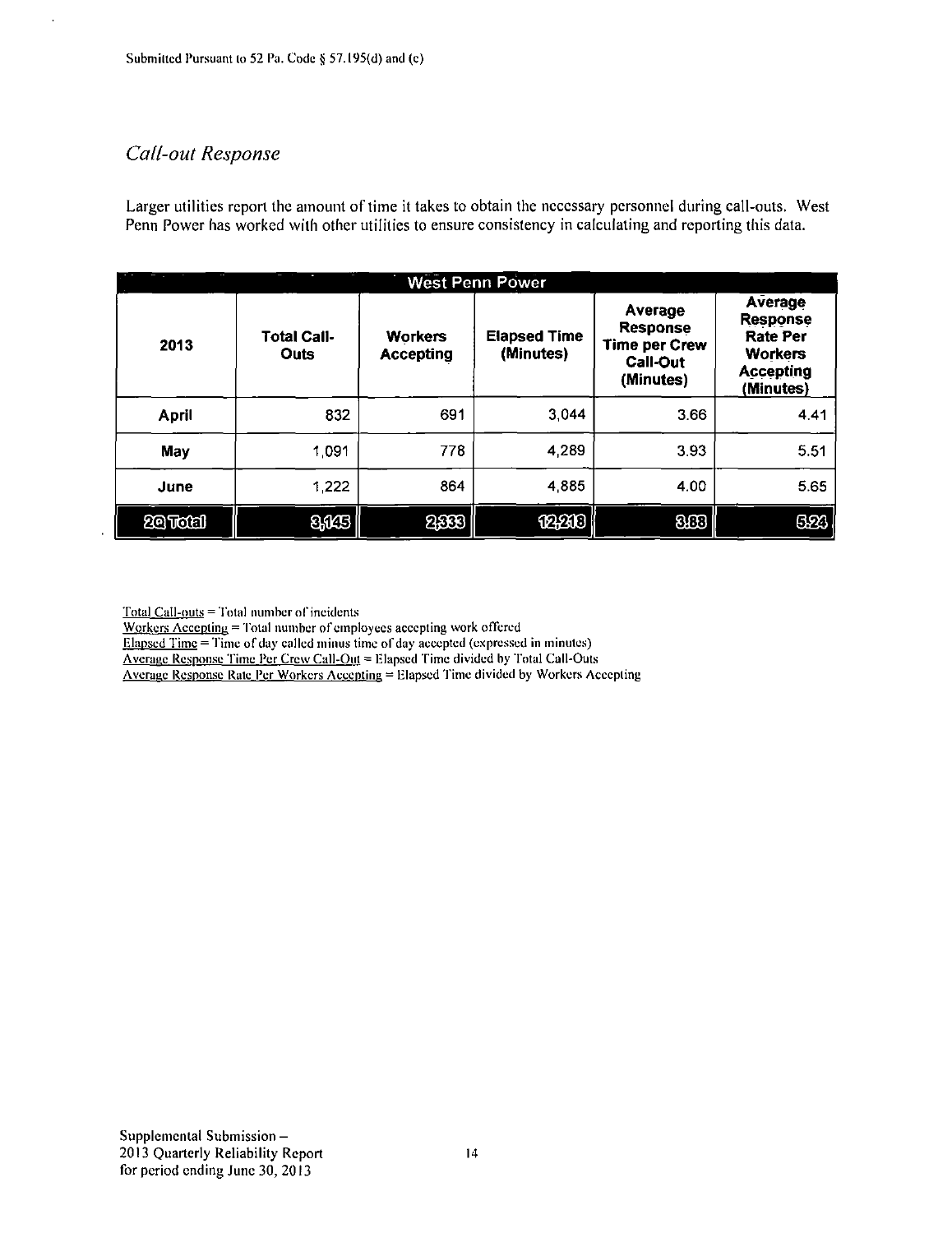Submitted Pursuant to 52 Pa. Code § 57.195(d) and (e)

## *Call-out Response*

Larger utilities report the amount of time it takes to obtain the necessary personnel during call-outs. West Penn Power has worked with other utilities to ensure consistency in calculating and reporting this data.

| West Penn Power | | | | | |
|---|---|---|---|---|---|
| 2013 | Total Call-Outs | Workers Accepting | Elapsed Time (Minutes) | Average Response Time per Crew Call-Out (Minutes) | Average Response Rate Per Workers Accepting (Minutes) |
| April | 832 | 691 | 3,044 | 3.66 | 4.41 |
| May | 1,091 | 778 | 4,289 | 3.93 | 5.51 |
| June | 1,222 | 864 | 4,885 | 4.00 | 5.65 |
| 2Q Total | 3,145 | 2,333 | 12,218 | 3.88 | 5.24 |

Total Call-outs = Total number of incidents
Workers Accepting = Total number of employees accepting work offered
Elapsed Time = Time of day called minus time of day accepted (expressed in minutes)
Average Response Time Per Crew Call-Out = Elapsed Time divided by Total Call-Outs
Average Response Rate Per Workers Accepting = Elapsed Time divided by Workers Accepting

Supplemental Submission –
2013 Quarterly Reliability Report
for period ending June 30, 2013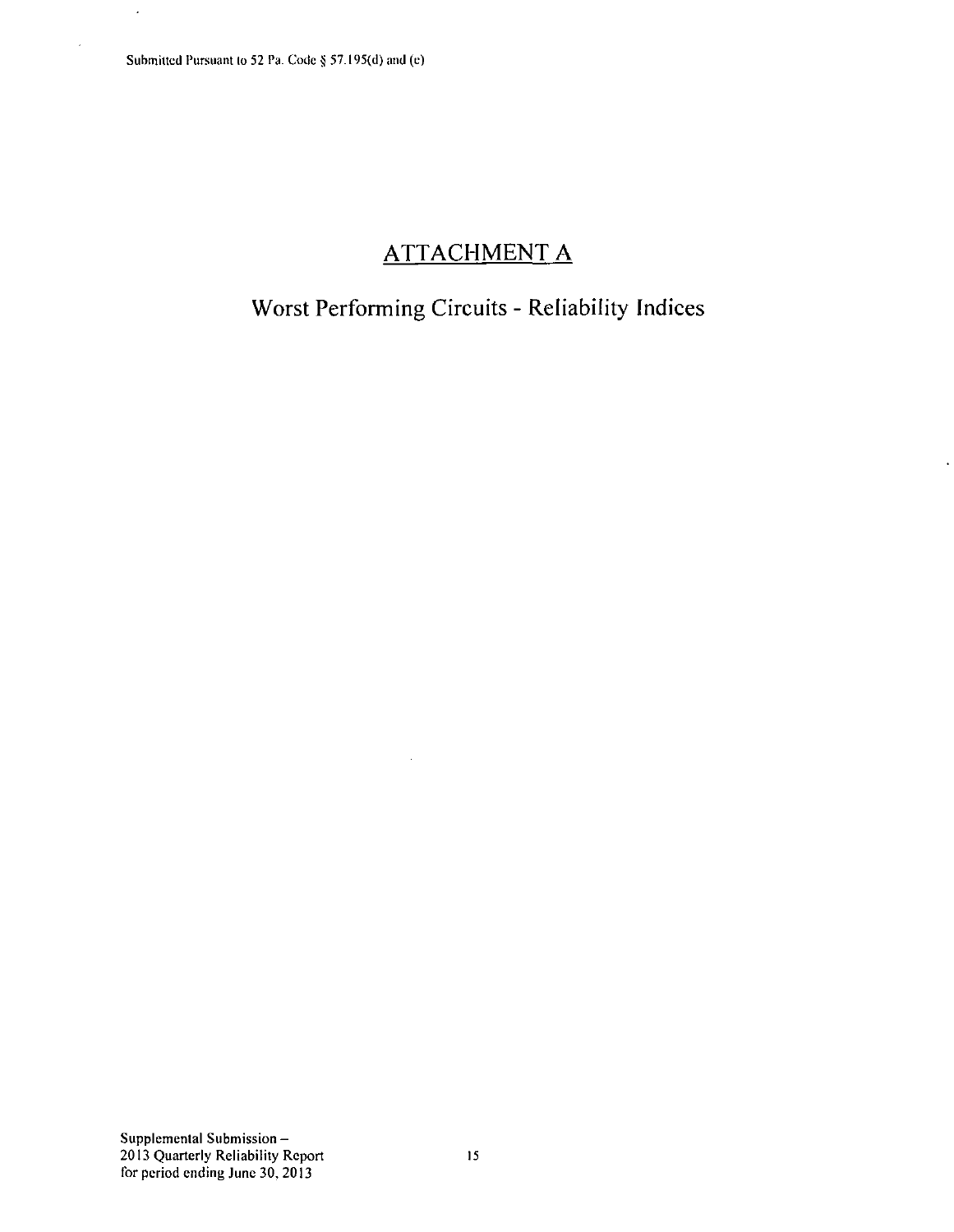# ATTACHMENT A

## Worst Performing Circuits - Reliability Indices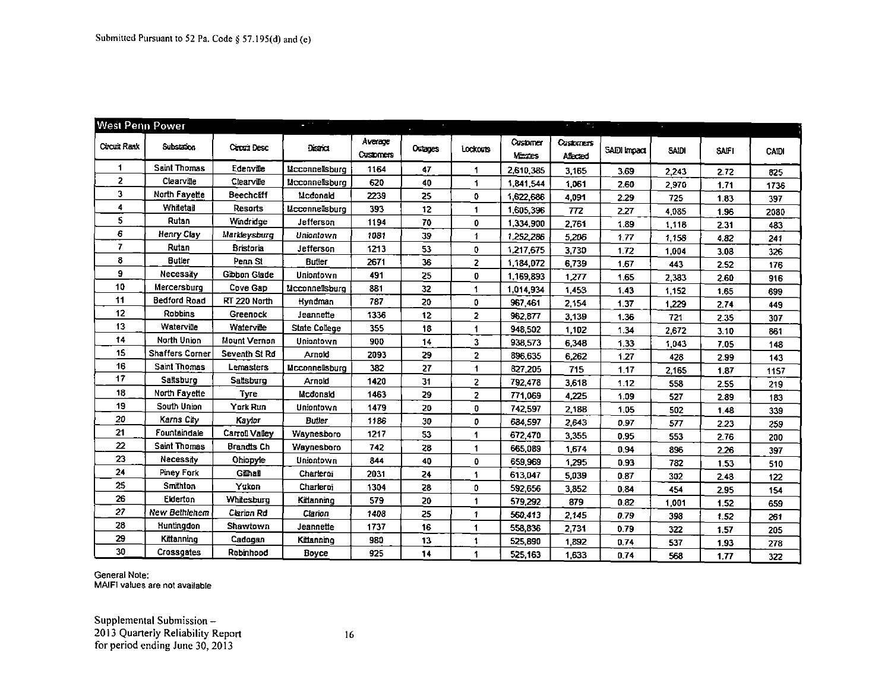Submitted Pursuant to 52 Pa. Code § 57.195(d) and (e)

**West Penn Power**

| Circuit Rank | Substation | Circuit Desc | District | Average Customers | Outages | Lockouts | Customer Minutes | Customers Affected | SAIDI Impact | SAIDI | SAIFI | CAIDI |
|---|---|---|---|---|---|---|---|---|---|---|---|---|
| 1 | Saint Thomas | Edenville | Mcconnellsburg | 1164 | 47 | 1 | 2,610,385 | 3,165 | 3.69 | 2,243 | 2.72 | 825 |
| 2 | Clearville | Clearville | Mcconnellsburg | 620 | 40 | 1 | 1,841,544 | 1,061 | 2.60 | 2,970 | 1.71 | 1736 |
| 3 | North Fayette | Beechcliff | Mcdonald | 2239 | 25 | 0 | 1,622,686 | 4,091 | 2.29 | 725 | 1.83 | 397 |
| 4 | Whitetail | Resorts | Mcconnellsburg | 393 | 12 | 1 | 1,605,396 | 772 | 2.27 | 4,085 | 1.96 | 2080 |
| 5 | Rutan | Windridge | Jefferson | 1194 | 70 | 0 | 1,334,900 | 2,761 | 1.89 | 1,118 | 2.31 | 483 |
| 6 | *Henry Clay* | *Markleysburg* | *Uniontown* | *1081* | *39* | *1* | *1,252,286* | *5,206* | *1.77* | *1,158* | *4.82* | *241* |
| 7 | Rutan | Bristoria | Jefferson | 1213 | 53 | 0 | 1,217,675 | 3,730 | 1.72 | 1,004 | 3.08 | 326 |
| 8 | Butler | Penn St | Butler | 2671 | 36 | 2 | 1,184,072 | 6,739 | 1.67 | 443 | 2.52 | 176 |
| 9 | Necessity | Gibbon Glade | Uniontown | 491 | 25 | 0 | 1,169,893 | 1,277 | 1.65 | 2,383 | 2.60 | 916 |
| 10 | Mercersburg | Cove Gap | Mcconnellsburg | 881 | 32 | 1 | 1,014,934 | 1,453 | 1.43 | 1,152 | 1.65 | 699 |
| 11 | Bedford Road | RT 220 North | Hyndman | 787 | 20 | 0 | 967,461 | 2,154 | 1.37 | 1,229 | 2.74 | 449 |
| 12 | Robbins | Greenock | Jeannette | 1336 | 12 | 2 | 962,877 | 3,139 | 1.36 | 721 | 2.35 | 307 |
| 13 | Waterville | Waterville | State College | 355 | 18 | 1 | 948,502 | 1,102 | 1.34 | 2,672 | 3.10 | 861 |
| 14 | North Union | Mount Vernon | Uniontown | 900 | 14 | 3 | 938,573 | 6,348 | 1.33 | 1,043 | 7.05 | 148 |
| 15 | Shaffers Corner | Seventh St Rd | Arnold | 2093 | 29 | 2 | 896,635 | 6,262 | 1.27 | 428 | 2.99 | 143 |
| 16 | Saint Thomas | Lemasters | Mcconnellsburg | 382 | 27 | 1 | 827,205 | 715 | 1.17 | 2,165 | 1.87 | 1157 |
| 17 | Saltsburg | Saltsburg | Arnold | 1420 | 31 | 2 | 792,478 | 3,618 | 1.12 | 558 | 2.55 | 219 |
| 18 | North Fayette | Tyre | Mcdonald | 1463 | 29 | 2 | 771,069 | 4,225 | 1.09 | 527 | 2.89 | 183 |
| 19 | South Union | York Run | Uniontown | 1479 | 20 | 0 | 742,597 | 2,188 | 1.05 | 502 | 1.48 | 339 |
| 20 | *Karns City* | *Kaylor* | *Butler* | *1186* | *30* | *0* | *684,597* | *2,643* | *0.97* | *577* | *2.23* | *259* |
| 21 | Fountaindale | Carroll Valley | Waynesboro | 1217 | 53 | 1 | 672,470 | 3,355 | 0.95 | 553 | 2.76 | 200 |
| 22 | Saint Thomas | Brandts Ch | Waynesboro | 742 | 28 | 1 | 665,089 | 1,674 | 0.94 | 896 | 2.26 | 397 |
| 23 | Necessity | Ohiopyle | Uniontown | 844 | 40 | 0 | 659,969 | 1,295 | 0.93 | 782 | 1.53 | 510 |
| 24 | Piney Fork | Gillhall | Charleroi | 2031 | 24 | 1 | 613,047 | 5,039 | 0.87 | 302 | 2.48 | 122 |
| 25 | Smithton | Yukon | Charleroi | 1304 | 28 | 0 | 592,656 | 3,852 | 0.84 | 454 | 2.95 | 154 |
| 26 | Elderton | Whitesburg | Kittanning | 579 | 20 | 1 | 579,292 | 879 | 0.82 | 1,001 | 1.52 | 659 |
| 27 | *New Bethlehem* | *Clarion Rd* | *Clarion* | *1408* | *25* | *1* | *560,413* | *2,145* | *0.79* | *398* | *1.52* | *261* |
| 28 | Huntingdon | Shawtown | Jeannette | 1737 | 16 | 1 | 558,836 | 2,731 | 0.79 | 322 | 1.57 | 205 |
| 29 | Kittanning | Cadogan | Kittanning | 980 | 13 | 1 | 525,890 | 1,892 | 0.74 | 537 | 1.93 | 278 |
| 30 | Crossgates | Robinhood | Boyce | 925 | 14 | 1 | 525,163 | 1,633 | 0.74 | 568 | 1.77 | 322 |

General Note:
MAIFI values are not available

Supplemental Submission –
2013 Quarterly Reliability Report
for period ending June 30, 2013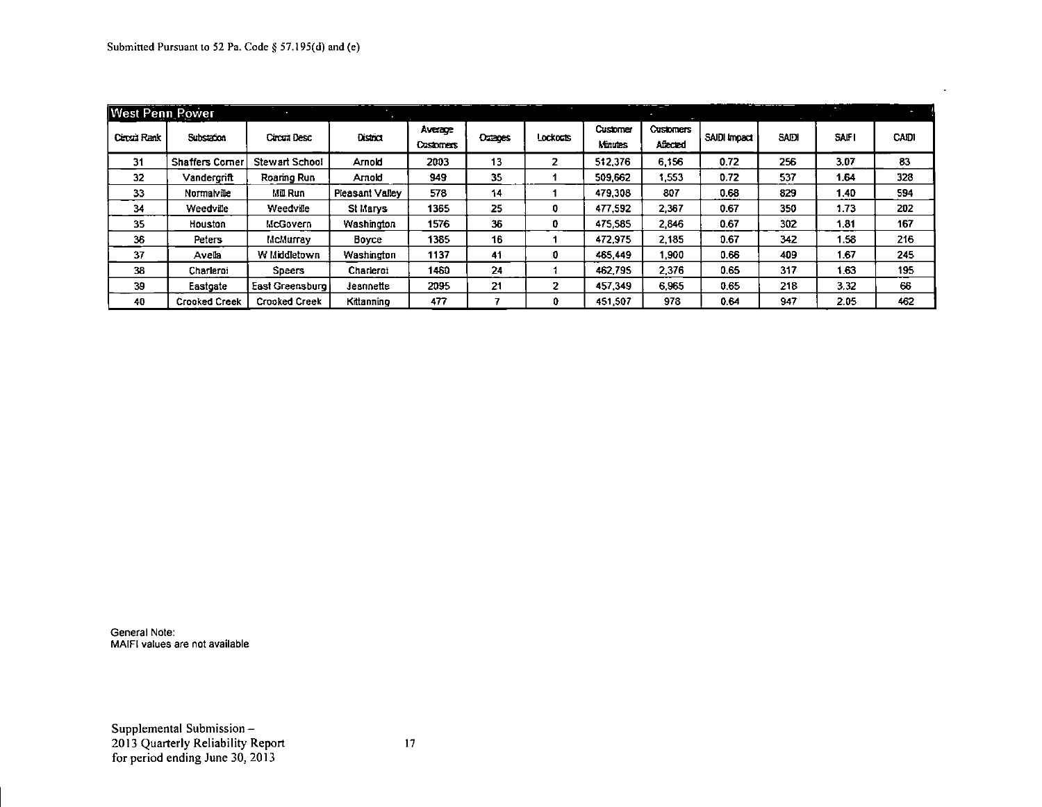Submitted Pursuant to 52 Pa. Code § 57.195(d) and (e)

**West Penn Power**

| Circuit Rank | Substation | Circuit Desc | District | Average Customers | Outages | Lockouts | Customer Minutes | Customers Affected | SAIDI Impact | SAIDI | SAIFI | CAIDI |
|---|---|---|---|---|---|---|---|---|---|---|---|---|
| 31 | Shaffers Corner | Stewart School | Arnold | 2003 | 13 | 2 | 512,376 | 6,156 | 0.72 | 256 | 3.07 | 83 |
| 32 | Vandergrift | Roaring Run | Arnold | 949 | 35 | 1 | 509,662 | 1,553 | 0.72 | 537 | 1.64 | 328 |
| 33 | Normalville | Mill Run | Pleasant Valley | 578 | 14 | 1 | 479,308 | 807 | 0.68 | 829 | 1.40 | 594 |
| 34 | Weedville | Weedville | St Marys | 1365 | 25 | 0 | 477,592 | 2,367 | 0.67 | 350 | 1.73 | 202 |
| 35 | Houston | McGovern | Washington | 1576 | 36 | 0 | 475,585 | 2,846 | 0.67 | 302 | 1.81 | 167 |
| 36 | Peters | McMurray | Boyce | 1385 | 16 | 1 | 472,975 | 2,185 | 0.67 | 342 | 1.58 | 216 |
| 37 | Avella | W Middletown | Washington | 1137 | 41 | 0 | 465,449 | 1,900 | 0.66 | 409 | 1.67 | 245 |
| 38 | Charleroi | Speers | Charleroi | 1460 | 24 | 1 | 462,795 | 2,376 | 0.65 | 317 | 1.63 | 195 |
| 39 | Eastgate | East Greensburg | Jeannette | 2095 | 21 | 2 | 457,349 | 6,965 | 0.65 | 218 | 3.32 | 66 |
| 40 | Crooked Creek | Crooked Creek | Kittanning | 477 | 7 | 0 | 451,507 | 978 | 0.64 | 947 | 2.05 | 462 |

General Note:
MAIFI values are not available

Supplemental Submission –
2013 Quarterly Reliability Report
for period ending June 30, 2013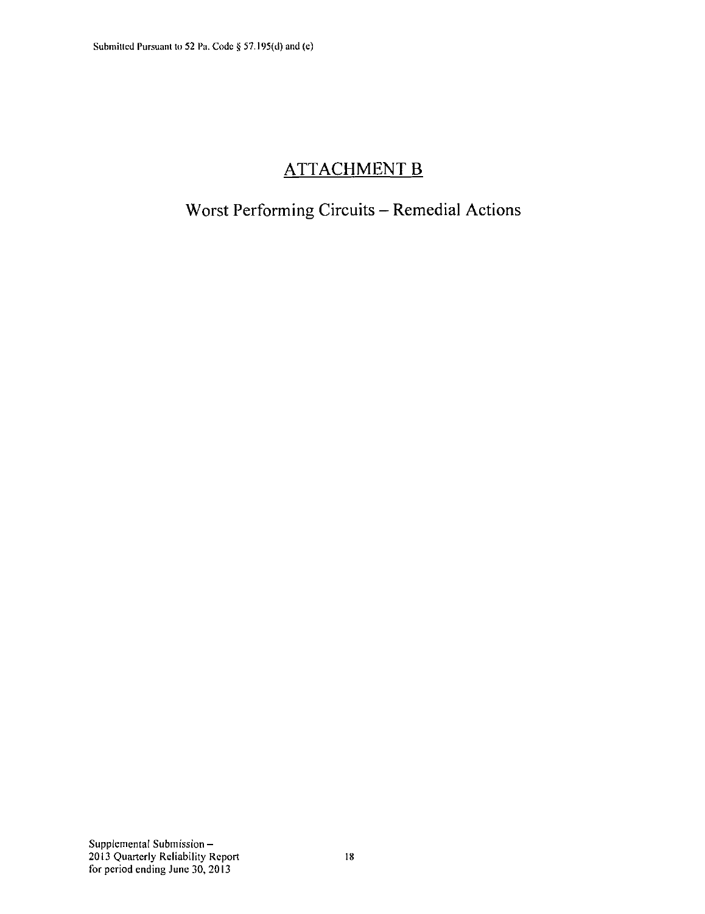# ATTACHMENT B

## Worst Performing Circuits – Remedial Actions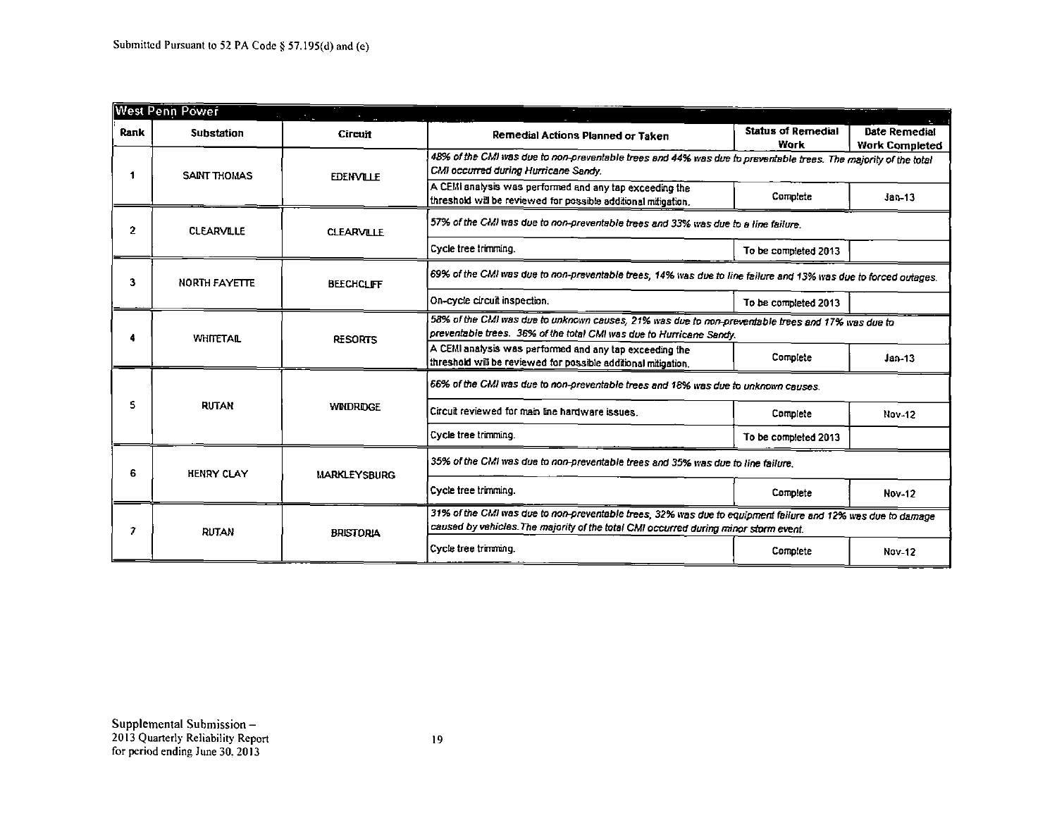Submitted Pursuant to 52 PA Code § 57.195(d) and (e)

| West Penn Power | | | | | |
|---|---|---|---|---|---|
| Rank | Substation | Circuit | Remedial Actions Planned or Taken | Status of Remedial Work | Date Remedial Work Completed |
| 1 | SAINT THOMAS | EDENVILLE | *48% of the CMI was due to non-preventable trees and 44% was due to preventable trees. The majority of the total CMI occurred during Hurricane Sandy.* | | |
| | | | A CEMI analysis was performed and any tap exceeding the threshold will be reviewed for possible additional mitigation. | Complete | Jan-13 |
| 2 | CLEARVILLE | CLEARVILLE | *57% of the CMI was due to non-preventable trees and 33% was due to a line failure.* | | |
| | | | Cycle tree trimming. | To be completed 2013 | |
| 3 | NORTH FAYETTE | BEECHCLIFF | *69% of the CMI was due to non-preventable trees, 14% was due to line failure and 13% was due to forced outages.* | | |
| | | | On-cycle circuit inspection. | To be completed 2013 | |
| 4 | WHITETAIL | RESORTS | *58% of the CMI was due to unknown causes, 21% was due to non-preventable trees and 17% was due to preventable trees. 36% of the total CMI was due to Hurricane Sandy.* | | |
| | | | A CEMI analysis was performed and any tap exceeding the threshold will be reviewed for possible additional mitigation. | Complete | Jan-13 |
| 5 | RUTAN | WINDRIDGE | *66% of the CMI was due to non-preventable trees and 18% was due to unknown causes.* | | |
| | | | Circuit reviewed for main line hardware issues. | Complete | Nov-12 |
| | | | Cycle tree trimming. | To be completed 2013 | |
| 6 | HENRY CLAY | MARKLEYSBURG | *35% of the CMI was due to non-preventable trees and 35% was due to line failure.* | | |
| | | | Cycle tree trimming. | Complete | Nov-12 |
| 7 | RUTAN | BRISTORIA | *31% of the CMI was due to non-preventable trees, 32% was due to equipment failure and 12% was due to damage caused by vehicles. The majority of the total CMI occurred during minor storm event.* | | |
| | | | Cycle tree trimming. | Complete | Nov-12 |

Supplemental Submission –
2013 Quarterly Reliability Report
for period ending June 30, 2013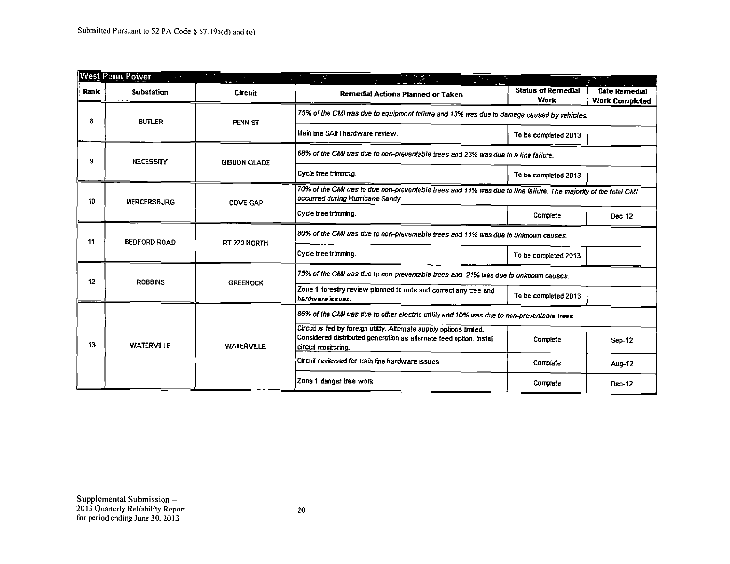Submitted Pursuant to 52 PA Code § 57.195(d) and (e)

| West Penn Power | | | | | |
|---|---|---|---|---|---|
| Rank | Substation | Circuit | Remedial Actions Planned or Taken | Status of Remedial Work | Date Remedial Work Completed |
| 8 | BUTLER | PENN ST | *75% of the CMI was due to equipment failure and 13% was due to damage caused by vehicles.* | | |
| | | | Main line SAIFI hardware review. | To be completed 2013 | |
| 9 | NECESSITY | GIBBON GLADE | *68% of the CMI was due to non-preventable trees and 23% was due to a line failure.* | | |
| | | | Cycle tree trimming. | To be completed 2013 | |
| 10 | MERCERSBURG | COVE GAP | *70% of the CMI was to due non-preventable trees and 11% was due to line failure. The majority of the total CMI occurred during Hurricane Sandy.* | | |
| | | | Cycle tree trimming. | Complete | Dec-12 |
| 11 | BEDFORD ROAD | RT 220 NORTH | *80% of the CMI was due to non-preventable trees and 11% was due to unknown causes.* | | |
| | | | Cycle tree trimming. | To be completed 2013 | |
| 12 | ROBBINS | GREENOCK | *75% of the CMI was due to non-preventable trees and 21% was due to unknown causes.* | | |
| | | | Zone 1 forestry review planned to note and correct any tree and hardware issues. | To be completed 2013 | |
| 13 | WATERVILLE | WATERVILLE | *86% of the CMI was due to other electric utility and 10% was due to non-preventable trees.* | | |
| | | | Circuit is fed by foreign utility. Alternate supply options limited. Considered distributed generation as alternate feed option. Install circuit monitoring. | Complete | Sep-12 |
| | | | Circuit reviewed for main line hardware issues. | Complete | Aug-12 |
| | | | Zone 1 danger tree work | Complete | Dec-12 |

Supplemental Submission –
2013 Quarterly Reliability Report
for period ending June 30, 2013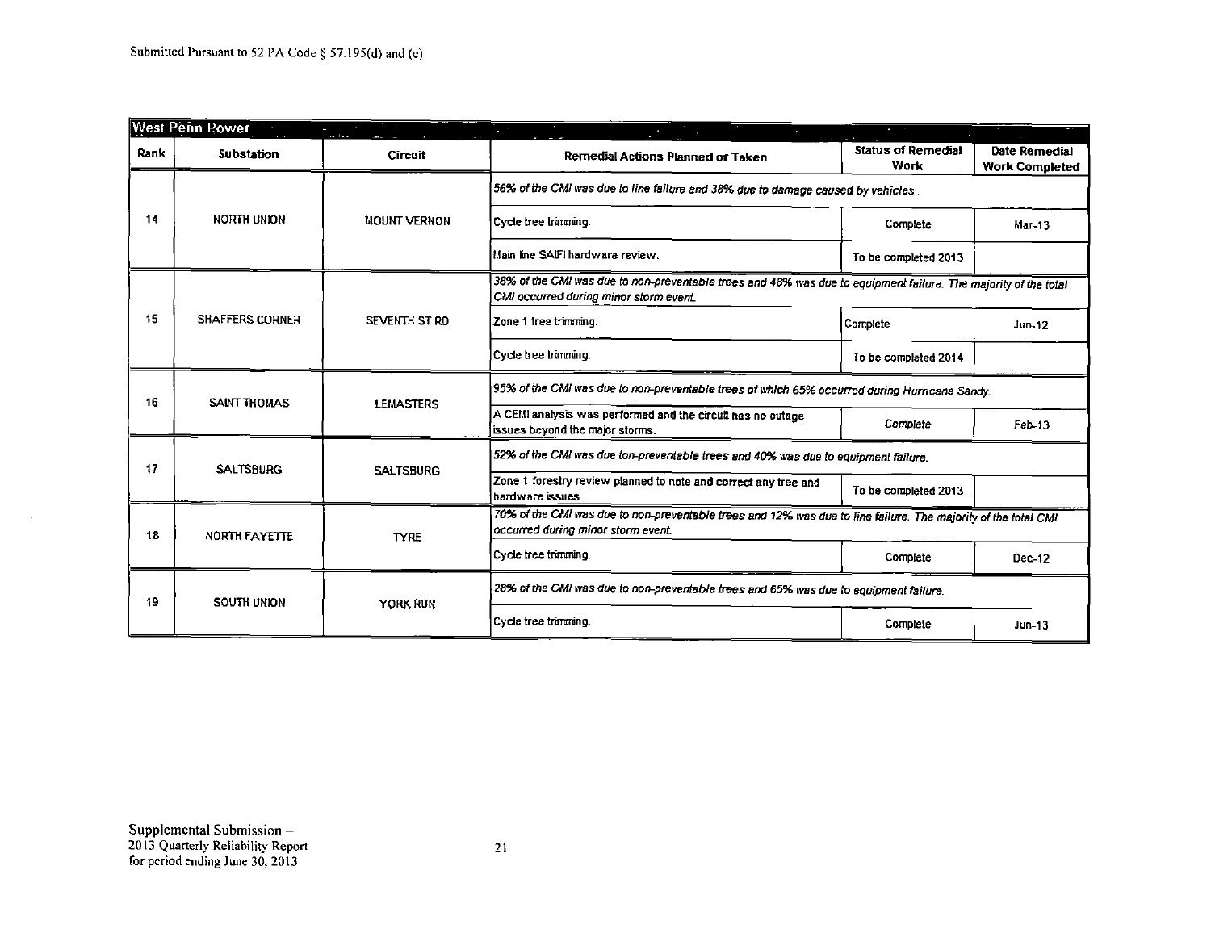Submitted Pursuant to 52 PA Code § 57.195(d) and (e)

| West Penn Power | | | | | |
|---|---|---|---|---|---|
| Rank | Substation | Circuit | Remedial Actions Planned or Taken | Status of Remedial Work | Date Remedial Work Completed |
| 14 | NORTH UNION | MOUNT VERNON | *56% of the CMI was due to line failure and 38% due to damage caused by vehicles .* | | |
| | | | Cycle tree trimming. | Complete | Mar-13 |
| | | | Main line SAIFI hardware review. | To be completed 2013 | |
| 15 | SHAFFERS CORNER | SEVENTH ST RD | *38% of the CMI was due to non-preventable trees and 48% was due to equipment failure. The majority of the total CMI occurred during minor storm event.* | | |
| | | | Zone 1 tree trimming. | Complete | Jun-12 |
| | | | Cycle tree trimming. | To be completed 2014 | |
| 16 | SAINT THOMAS | LEMASTERS | *95% of the CMI was due to non-preventable trees of which 65% occurred during Hurricane Sandy.* | | |
| | | | A CEMI analysis was performed and the circuit has no outage issues beyond the major storms. | Complete | Feb-13 |
| 17 | SALTSBURG | SALTSBURG | *52% of the CMI was due ton-preventable trees and 40% was due to equipment failure.* | | |
| | | | Zone 1 forestry review planned to note and correct any tree and hardware issues. | To be completed 2013 | |
| 18 | NORTH FAYETTE | TYRE | *70% of the CMI was due to non-preventable trees and 12% was due to line failure. The majority of the total CMI occurred during minor storm event.* | | |
| | | | Cycle tree trimming. | Complete | Dec-12 |
| 19 | SOUTH UNION | YORK RUN | *28% of the CMI was due to non-preventable trees and 65% was due to equipment failure.* | | |
| | | | Cycle tree trimming. | Complete | Jun-13 |

Supplemental Submission –
2013 Quarterly Reliability Report
for period ending June 30, 2013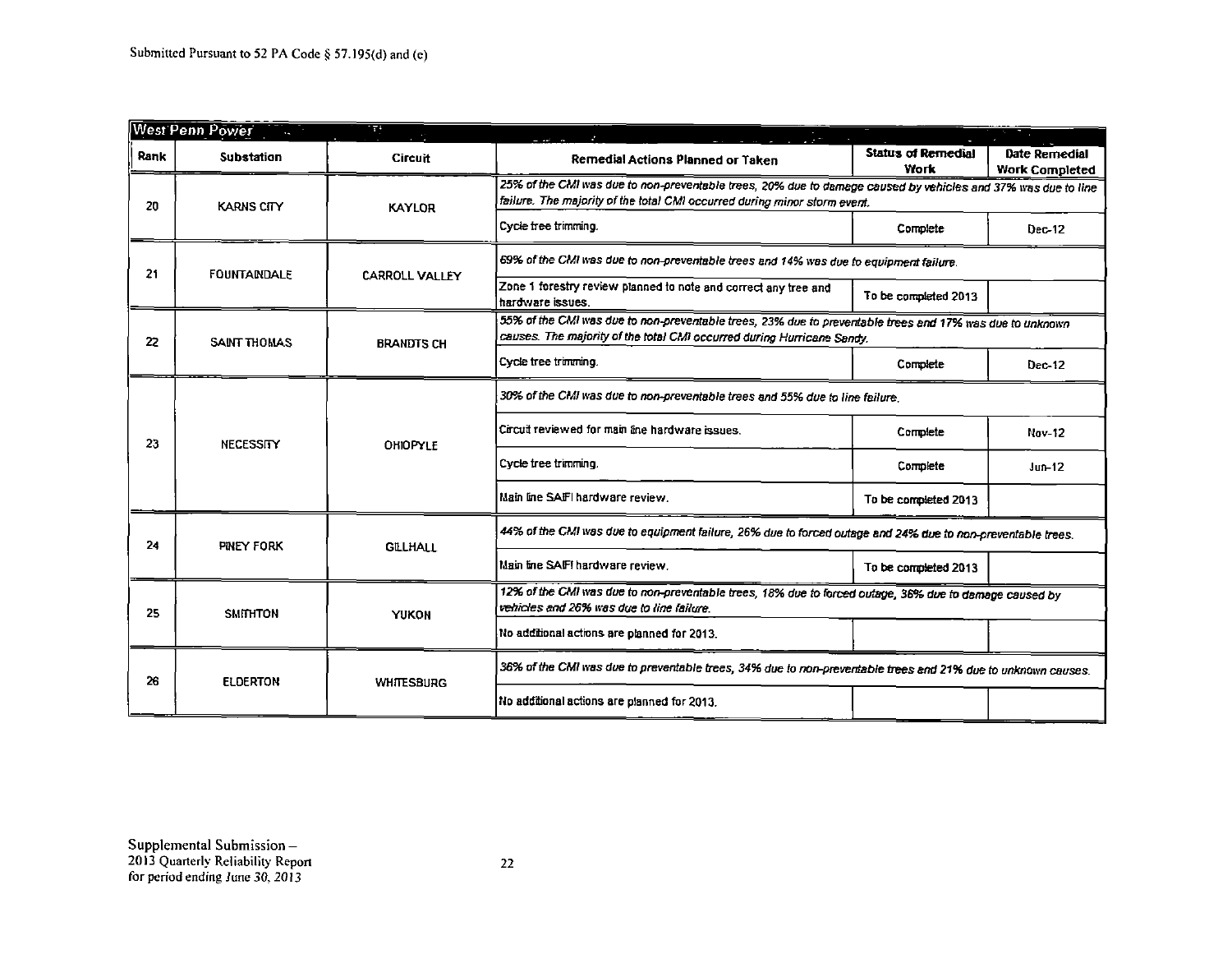Submitted Pursuant to 52 PA Code § 57.195(d) and (e)

| West Penn Power | | | | | |
|---|---|---|---|---|---|
| Rank | Substation | Circuit | Remedial Actions Planned or Taken | Status of Remedial Work | Date Remedial Work Completed |
| 20 | KARNS CITY | KAYLOR | *25% of the CMI was due to non-preventable trees, 20% due to damage caused by vehicles and 37% was due to line failure. The majority of the total CMI occurred during minor storm event.* | | |
| | | | Cycle tree trimming. | Complete | Dec-12 |
| 21 | FOUNTAINDALE | CARROLL VALLEY | *69% of the CMI was due to non-preventable trees and 14% was due to equipment failure.* | | |
| | | | Zone 1 forestry review planned to note and correct any tree and hardware issues. | To be completed 2013 | |
| 22 | SAINT THOMAS | BRANDTS CH | *55% of the CMI was due to non-preventable trees, 23% due to preventable trees and 17% was due to unknown causes. The majority of the total CMI occurred during Hurricane Sandy.* | | |
| | | | Cycle tree trimming. | Complete | Dec-12 |
| 23 | NECESSITY | OHIOPYLE | *30% of the CMI was due to non-preventable trees and 55% due to line failure.* | | |
| | | | Circuit reviewed for main line hardware issues. | Complete | Nov-12 |
| | | | Cycle tree trimming. | Complete | Jun-12 |
| | | | Main line SAIFI hardware review. | To be completed 2013 | |
| 24 | PINEY FORK | GILLHALL | *44% of the CMI was due to equipment failure, 26% due to forced outage and 24% due to non-preventable trees.* | | |
| | | | Main line SAIFI hardware review. | To be completed 2013 | |
| 25 | SMITHTON | YUKON | *12% of the CMI was due to non-preventable trees, 18% due to forced outage, 36% due to damage caused by vehicles and 26% was due to line failure.* | | |
| | | | No additional actions are planned for 2013. | | |
| 26 | ELDERTON | WHITESBURG | *36% of the CMI was due to preventable trees, 34% due to non-preventable trees and 21% due to unknown causes.* | | |
| | | | No additional actions are planned for 2013. | | |

Supplemental Submission –
2013 Quarterly Reliability Report
for period ending June 30, 2013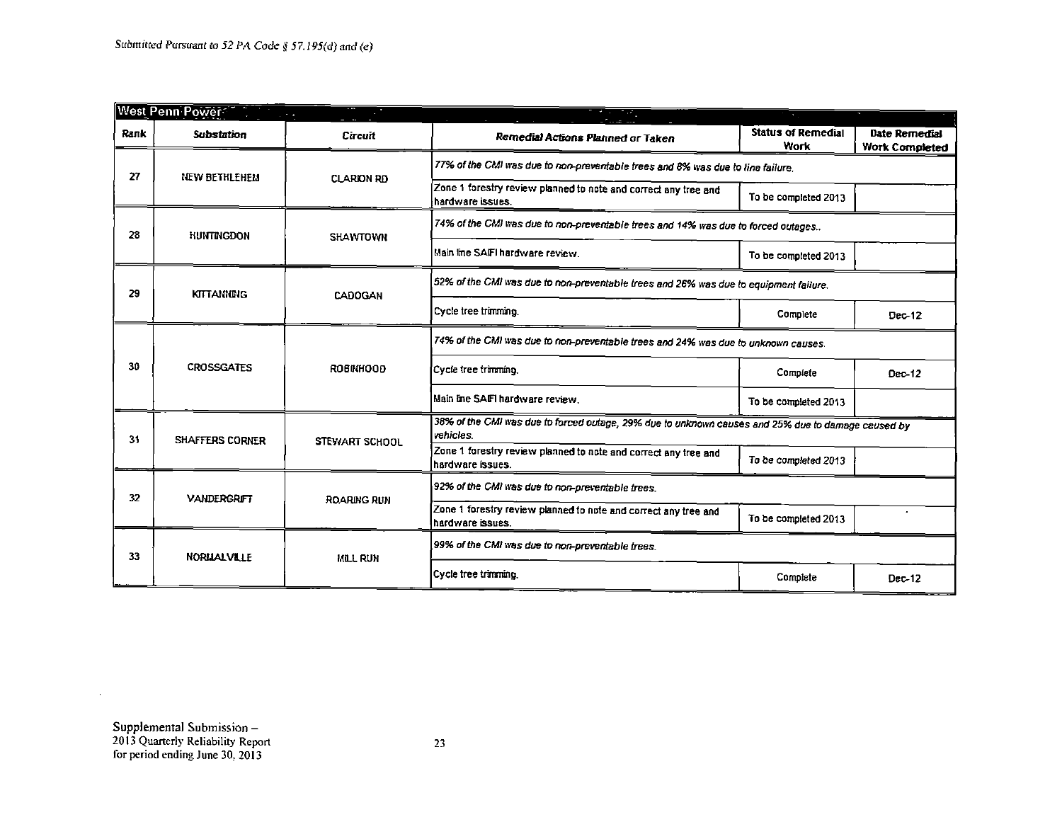*Submitted Pursuant to 52 PA Code § 57.195(d) and (e)*

| West Penn Power | | | | | |
|---|---|---|---|---|---|
| **Rank** | **Substation** | **Circuit** | ***Remedial Actions Planned or Taken*** | **Status of Remedial Work** | **Date Remedial Work Completed** |
| 27 | NEW BETHLEHEM | CLARION RD | *77% of the CMI was due to non-preventable trees and 8% was due to line failure.* | | |
| | | | Zone 1 forestry review planned to note and correct any tree and hardware issues. | To be completed 2013 | |
| 28 | HUNTINGDON | SHAWTOWN | *74% of the CMI was due to non-preventable trees and 14% was due to forced outages..* | | |
| | | | Main line SAIFI hardware review. | To be completed 2013 | |
| 29 | KITTANNING | CADOGAN | *52% of the CMI was due to non-preventable trees and 26% was due to equipment failure.* | | |
| | | | Cycle tree trimming. | Complete | Dec-12 |
| 30 | CROSSGATES | ROBINHOOD | *74% of the CMI was due to non-preventable trees and 24% was due to unknown causes.* | | |
| | | | Cycle tree trimming. | Complete | Dec-12 |
| | | | Main line SAIFI hardware review. | To be completed 2013 | |
| 31 | SHAFFERS CORNER | STEWART SCHOOL | *38% of the CMI was due to forced outage, 29% due to unknown causes and 25% due to damage caused by vehicles.* | | |
| | | | Zone 1 forestry review planned to note and correct any tree and hardware issues. | *To be completed 2013* | |
| 32 | VANDERGRIFT | ROARING RUN | *92% of the CMI was due to non-preventable trees.* | | |
| | | | Zone 1 forestry review planned to note and correct any tree and hardware issues. | To be completed 2013 | |
| 33 | NORMALVILLE | MILL RUN | *99% of the CMI was due to non-preventable trees.* | | |
| | | | Cycle tree trimming. | Complete | Dec-12 |

Supplemental Submission –
2013 Quarterly Reliability Report
for period ending June 30, 2013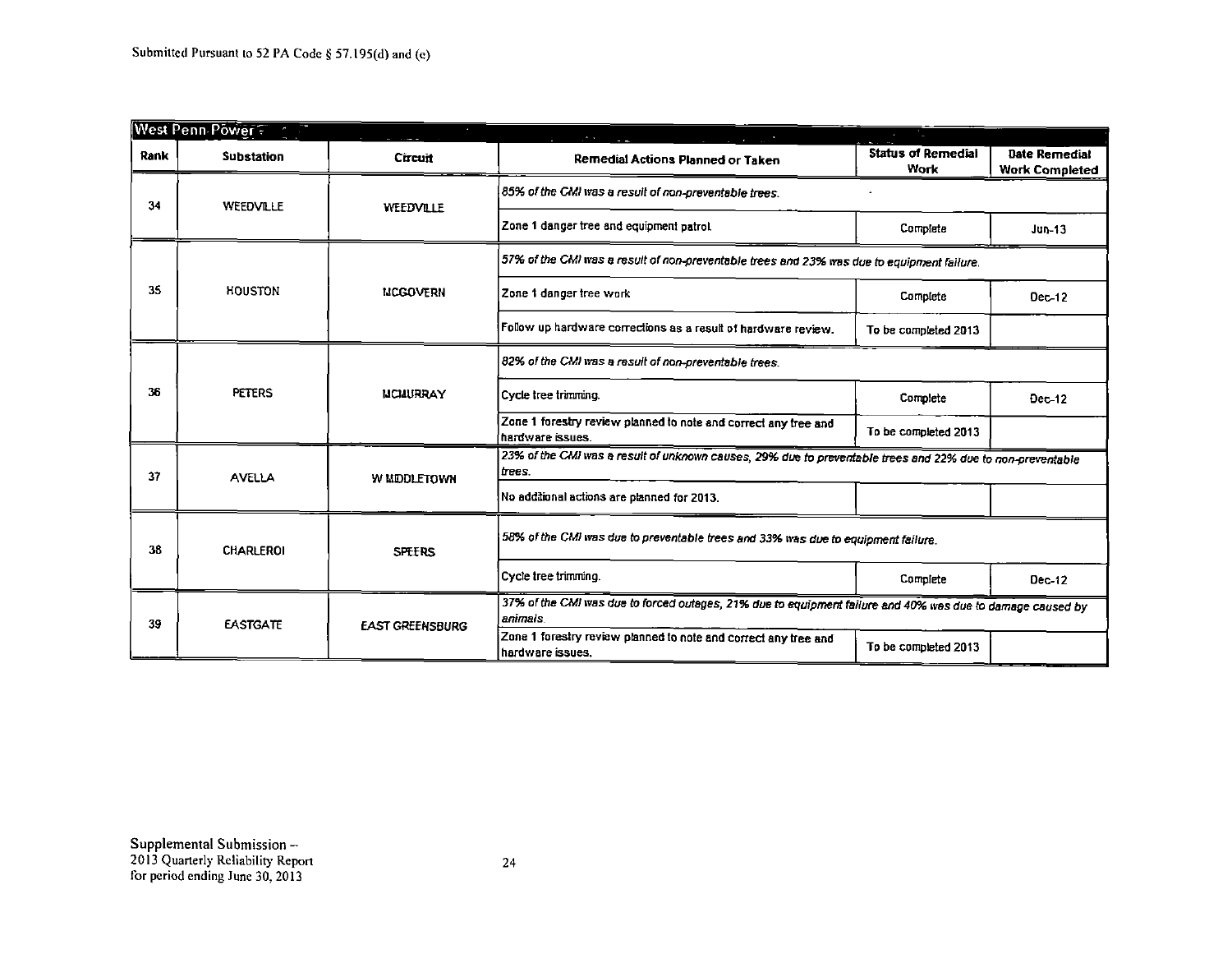Submitted Pursuant to 52 PA Code § 57.195(d) and (e)

| West Penn Power | | | | | |
|---|---|---|---|---|---|
| Rank | Substation | Circuit | Remedial Actions Planned or Taken | Status of Remedial Work | Date Remedial Work Completed |
| 34 | WEEDVILLE | WEEDVILLE | *85% of the CMI was a result of non-preventable trees.* | | |
| | | | Zone 1 danger tree and equipment patrol. | Complete | Jun-13 |
| 35 | HOUSTON | MCGOVERN | *57% of the CMI was a result of non-preventable trees and 23% was due to equipment failure.* | | |
| | | | Zone 1 danger tree work | Complete | Dec-12 |
| | | | Follow up hardware corrections as a result of hardware review. | To be completed 2013 | |
| 36 | PETERS | MCMURRAY | *82% of the CMI was a result of non-preventable trees.* | | |
| | | | Cycle tree trimming. | Complete | Dec-12 |
| | | | Zone 1 forestry review planned to note and correct any tree and hardware issues. | To be completed 2013 | |
| 37 | AVELLA | W MIDDLETOWN | *23% of the CMI was a result of unknown causes, 29% due to preventable trees and 22% due to non-preventable trees.* | | |
| | | | No additional actions are planned for 2013. | | |
| 38 | CHARLEROI | SPEERS | *58% of the CMI was due to preventable trees and 33% was due to equipment failure.* | | |
| | | | Cycle tree trimming. | Complete | Dec-12 |
| 39 | EASTGATE | EAST GREENSBURG | *37% of the CMI was due to forced outages, 21% due to equipment failure and 40% was due to damage caused by animals.* | | |
| | | | Zone 1 forestry review planned to note and correct any tree and hardware issues. | To be completed 2013 | |

Supplemental Submission –
2013 Quarterly Reliability Report
for period ending June 30, 2013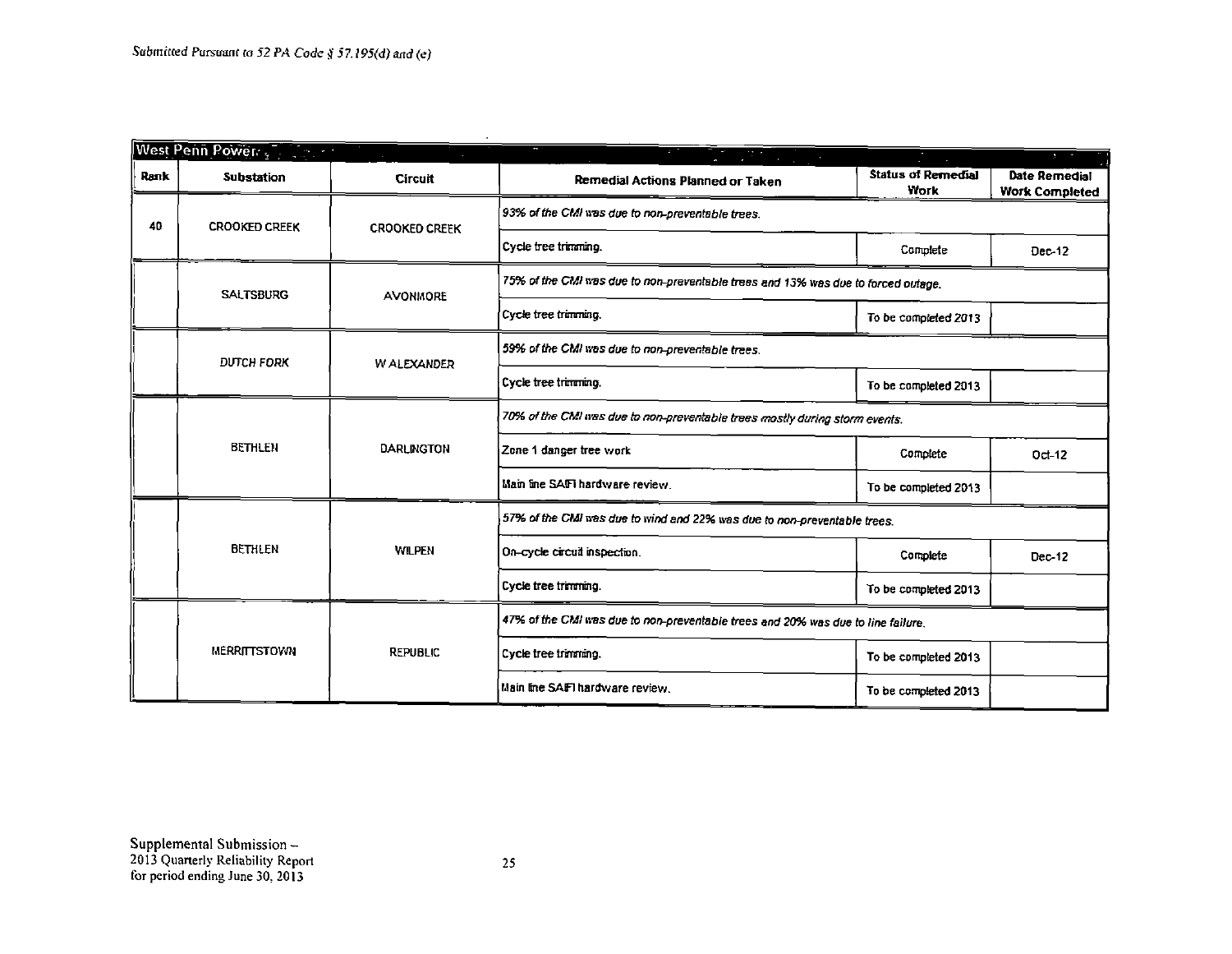*Submitted Pursuant to 52 PA Code § 57.195(d) and (e)*

| West Penn Power | | | | | |
|---|---|---|---|---|---|
| Rank | Substation | Circuit | Remedial Actions Planned or Taken | Status of Remedial Work | Date Remedial Work Completed |
| 40 | CROOKED CREEK | CROOKED CREEK | *93% of the CMI was due to non-preventable trees.* | | |
| | | | Cycle tree trimming. | Complete | Dec-12 |
| | SALTSBURG | AVONMORE | *75% of the CMI was due to non-preventable trees and 13% was due to forced outage.* | | |
| | | | Cycle tree trimming. | To be completed 2013 | |
| | DUTCH FORK | W ALEXANDER | *59% of the CMI was due to non-preventable trees.* | | |
| | | | Cycle tree trimming. | To be completed 2013 | |
| | BETHLEN | DARLINGTON | *70% of the CMI was due to non-preventable trees mostly during storm events.* | | |
| | | | Zone 1 danger tree work | Complete | Oct-12 |
| | | | Main line SAIFI hardware review. | To be completed 2013 | |
| | BETHLEN | WILPEN | *57% of the CMI was due to wind and 22% was due to non-preventable trees.* | | |
| | | | On-cycle circuit inspection. | Complete | Dec-12 |
| | | | Cycle tree trimming. | To be completed 2013 | |
| | MERRITTSTOWN | REPUBLIC | *47% of the CMI was due to non-preventable trees and 20% was due to line failure.* | | |
| | | | Cycle tree trimming. | To be completed 2013 | |
| | | | Main line SAIFI hardware review. | To be completed 2013 | |

Supplemental Submission –
2013 Quarterly Reliability Report
for period ending June 30, 2013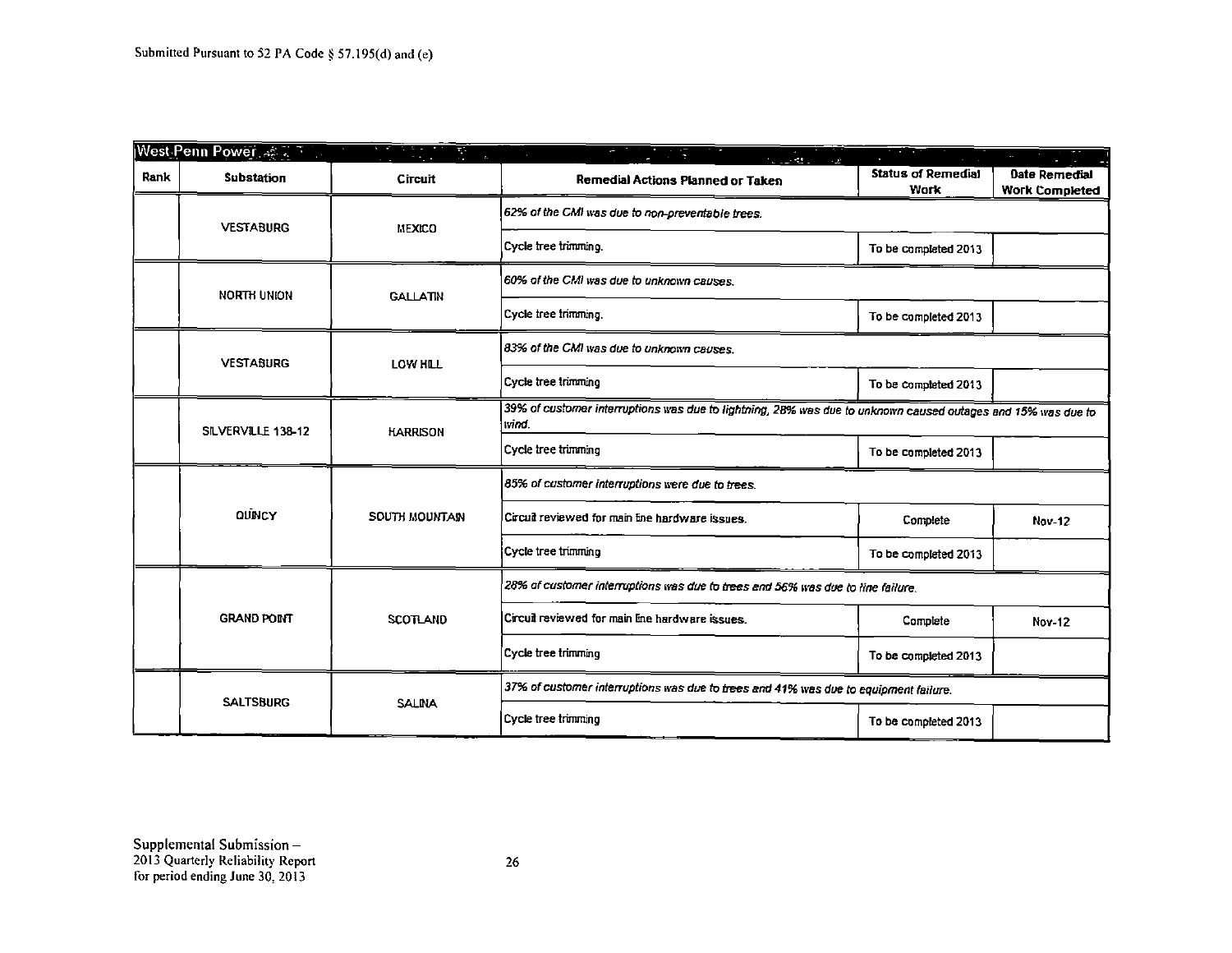Submitted Pursuant to 52 PA Code § 57.195(d) and (e)

| West Penn Power | | | | | |
|---|---|---|---|---|---|
| Rank | Substation | Circuit | Remedial Actions Planned or Taken | Status of Remedial Work | Date Remedial Work Completed |
| | VESTABURG | MEXICO | *62% of the CMI was due to non-preventable trees.* | | |
| | | | Cycle tree trimming. | To be completed 2013 | |
| | NORTH UNION | GALLATIN | *60% of the CMI was due to unknown causes.* | | |
| | | | Cycle tree trimming. | To be completed 2013 | |
| | VESTABURG | LOW HILL | *83% of the CMI was due to unknown causes.* | | |
| | | | Cycle tree trimming | To be completed 2013 | |
| | SILVERVILLE 138-12 | HARRISON | *39% of customer interruptions was due to lightning, 28% was due to unknown caused outages and 15% was due to wind.* | | |
| | | | Cycle tree trimming | To be completed 2013 | |
| | QUINCY | SOUTH MOUNTAIN | *85% of customer interruptions were due to trees.* | | |
| | | | Circuit reviewed for main line hardware issues. | Complete | Nov-12 |
| | | | Cycle tree trimming | To be completed 2013 | |
| | GRAND POINT | SCOTLAND | *28% of customer interruptions was due to trees and 56% was due to line failure.* | | |
| | | | Circuit reviewed for main line hardware issues. | Complete | Nov-12 |
| | | | Cycle tree trimming | To be completed 2013 | |
| | SALTSBURG | SALINA | *37% of customer interruptions was due to trees and 41% was due to equipment failure.* | | |
| | | | Cycle tree trimming | To be completed 2013 | |

Supplemental Submission –
2013 Quarterly Reliability Report
for period ending June 30, 2013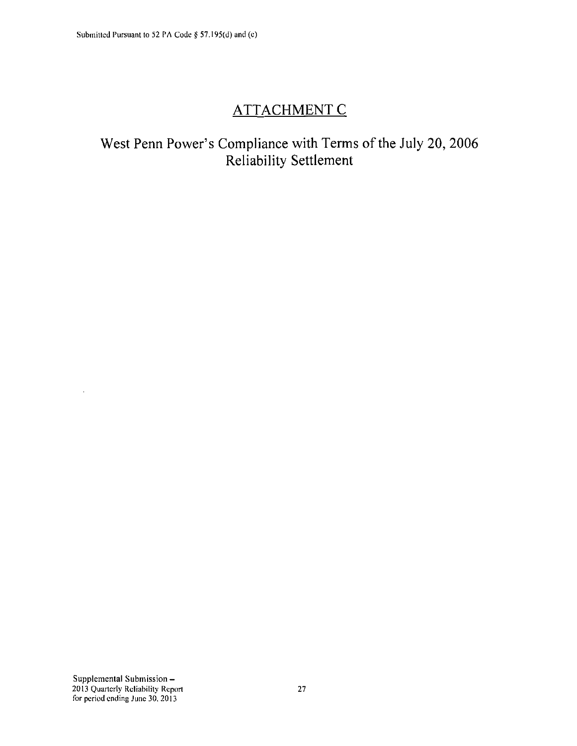# ATTACHMENT C

## West Penn Power's Compliance with Terms of the July 20, 2006 Reliability Settlement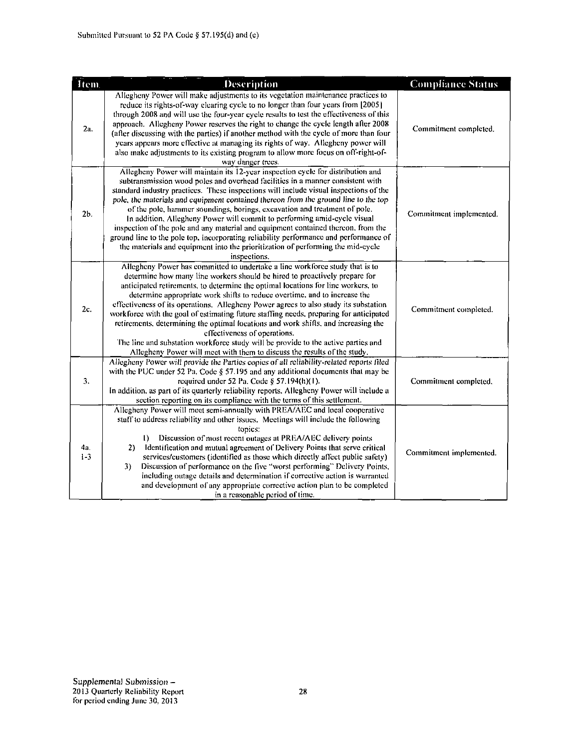Submitted Pursuant to 52 PA Code § 57.195(d) and (e)

| Item | Description | Compliance Status |
|---|---|---|
| 2a. | Allegheny Power will make adjustments to its vegetation maintenance practices to reduce its rights-of-way clearing cycle to no longer than four years from [2005] through 2008 and will use the four-year cycle results to test the effectiveness of this approach. Allegheny Power reserves the right to change the cycle length after 2008 (after discussing with the parties) if another method with the cycle of more than four years appears more effective at managing its rights of way. Allegheny power will also make adjustments to its existing program to allow more focus on off-right-of-way danger trees. | Commitment completed. |
| 2b. | Allegheny Power will maintain its 12-year inspection cycle for distribution and subtransmission wood poles and overhead facilities in a manner consistent with standard industry practices. These inspections will include visual inspections of the pole, the materials and equipment contained thereon from the ground line to the top of the pole, hammer soundings, borings, excavation and treatment of pole. In addition, Allegheny Power will commit to performing amid-cycle visual inspection of the pole and any material and equipment contained thereon, from the ground line to the pole top, incorporating reliability performance and performance of the materials and equipment into the prioritization of performing the mid-cycle inspections. | Commitment implemented. |
| 2c. | Allegheny Power has committed to undertake a line workforce study that is to determine how many line workers should be hired to proactively prepare for anticipated retirements, to determine the optimal locations for line workers, to determine appropriate work shifts to reduce overtime, and to increase the effectiveness of its operations. Allegheny Power agrees to also study its substation workforce with the goal of estimating future staffing needs, preparing for anticipated retirements, determining the optimal locations and work shifts, and increasing the effectiveness of operations. The line and substation workforce study will be provide to the active parties and Allegheny Power will meet with them to discuss the results of the study. | Commitment completed. |
| 3. | Allegheny Power will provide the Parties copies of all reliability-related reports filed with the PUC under 52 Pa. Code § 57.195 and any additional documents that may be required under 52 Pa. Code § 57.194(h)(1). In addition, as part of its quarterly reliability reports, Allegheny Power will include a section reporting on its compliance with the terms of this settlement. | Commitment completed. |
| 4a. 1-3 | Allegheny Power will meet semi-annually with PREA/AEC and local cooperative staff to address reliability and other issues. Meetings will include the following topics: 1) Discussion of most recent outages at PREA/AEC delivery points 2) Identification and mutual agreement of Delivery Points that serve critical services/customers (identified as those which directly affect public safety) 3) Discussion of performance on the five "worst performing" Delivery Points, including outage details and determination if corrective action is warranted and development of any appropriate corrective action plan to be completed in a reasonable period of time. | Commitment implemented. |

Supplemental Submission –
2013 Quarterly Reliability Report
for period ending June 30, 2013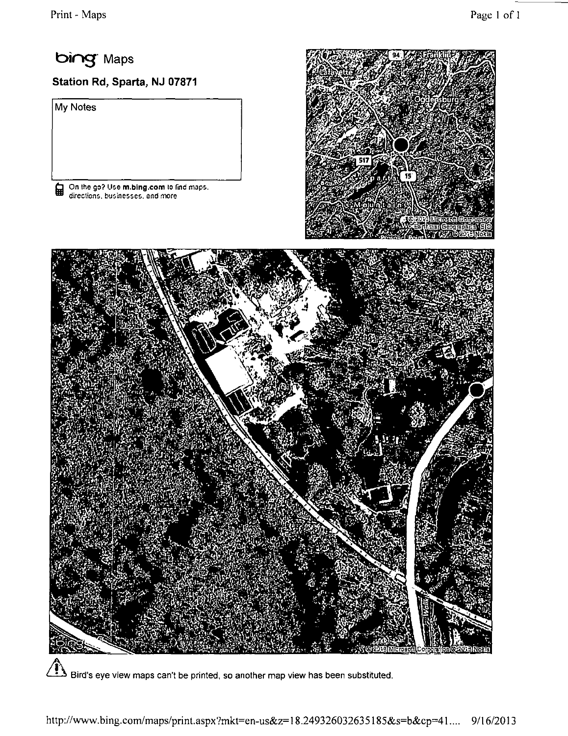# bing Maps

**Station Rd, Sparta, NJ 07871**

My Notes

On the go? Use **m.bing.com** to find maps, directions, businesses, and more

Bird's eye view maps can't be printed, so another map view has been substituted.

http://www.bing.com/maps/print.aspx?mkt=en-us&z=18.249326032635185&s=b&cp=41.... 9/16/2013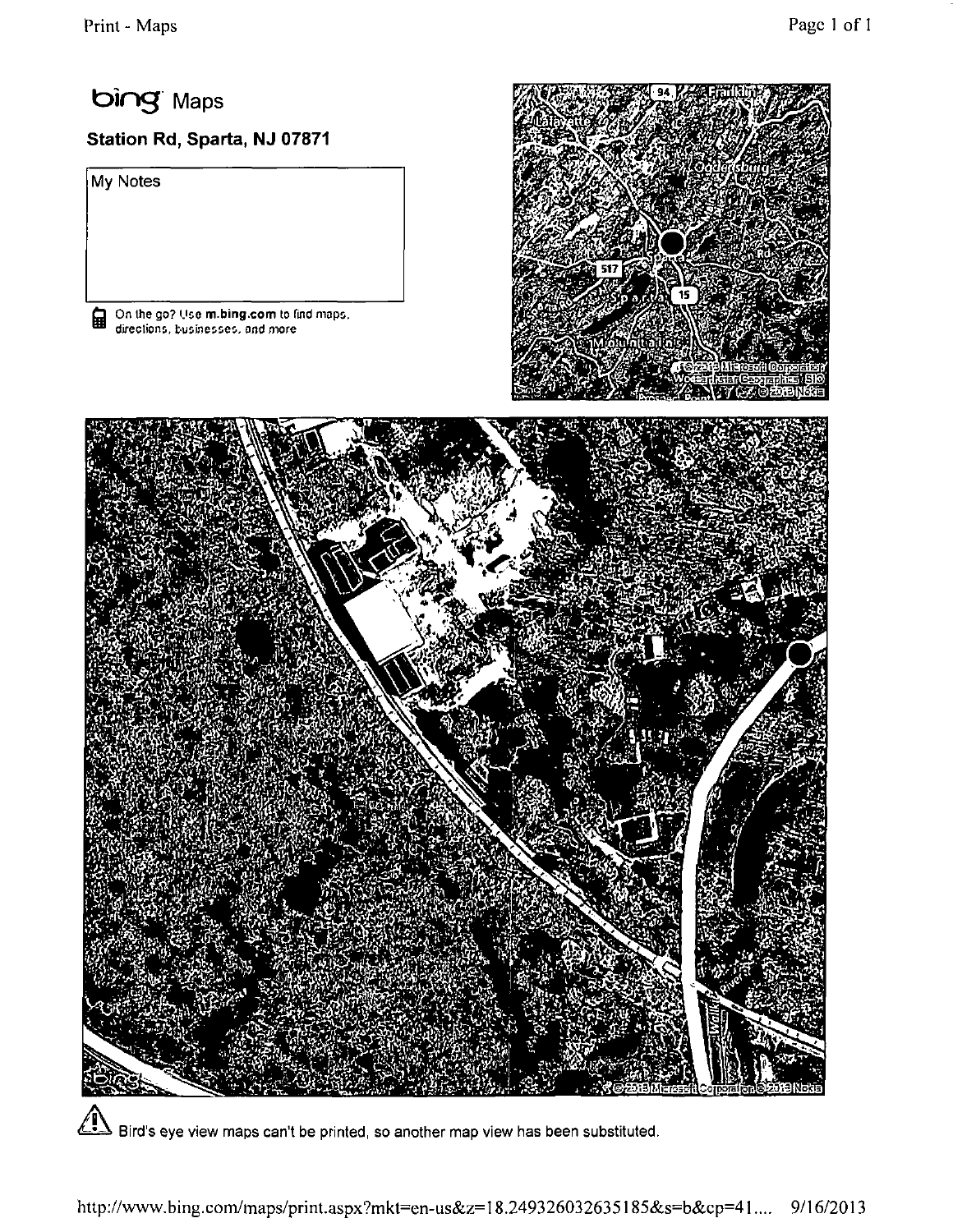**bing Maps**

**Station Rd, Sparta, NJ 07871**

My Notes

On the go? Use **m.bing.com** to find maps, directions, businesses, and more

94

Franklin

Lafayette

Ogdensburg

517

Sparta

15

Mountain Lake

© 2013 Microsoft Corporation

© 2013 Microsoft Corporation © 2013 Nokia

Bird's eye view maps can't be printed, so another map view has been substituted.

http://www.bing.com/maps/print.aspx?mkt=en-us&z=18.249326032635185&s=b&cp=41.... 9/16/2013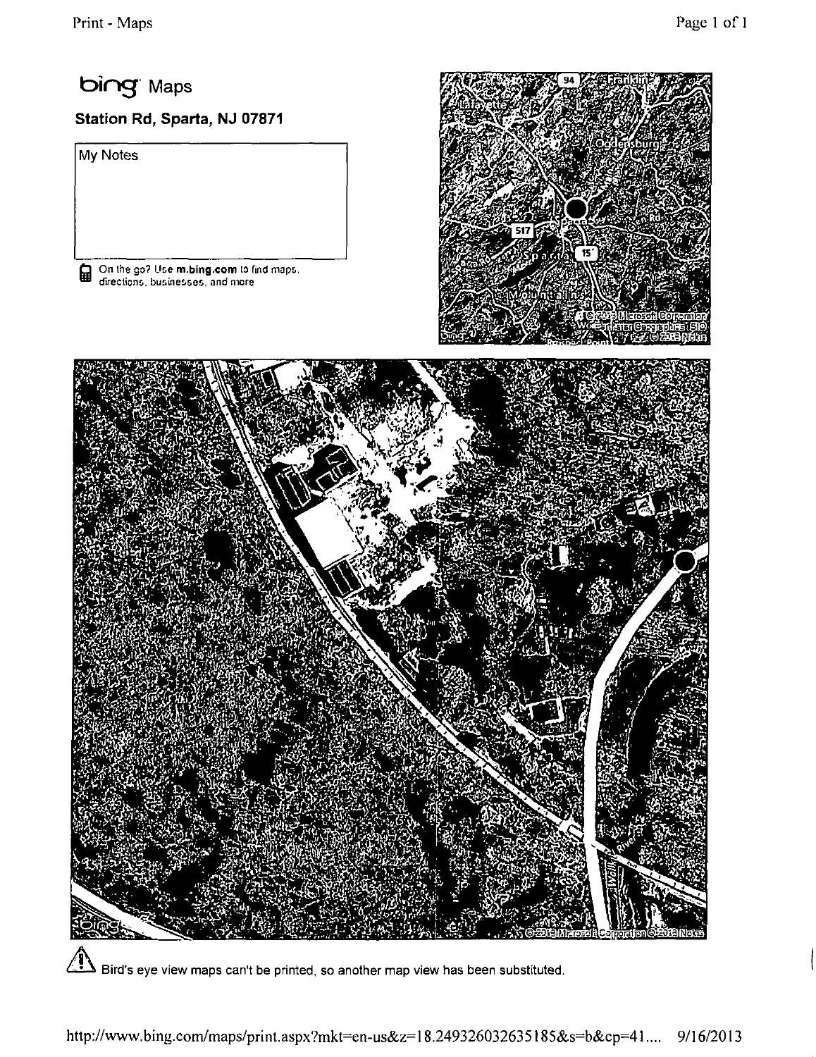bing Maps

**Station Rd, Sparta, NJ 07871**

My Notes

On the go? Use **m.bing.com** to find maps, directions, businesses, and more

94
Franklin
Lafayette
Ogdensburg
517
15
Sparta
© 2013 Microsoft Corporation
© 2013 Nokia

© 2013 Microsoft Corporation © 2013 Nokia

Bird's eye view maps can't be printed, so another map view has been substituted.